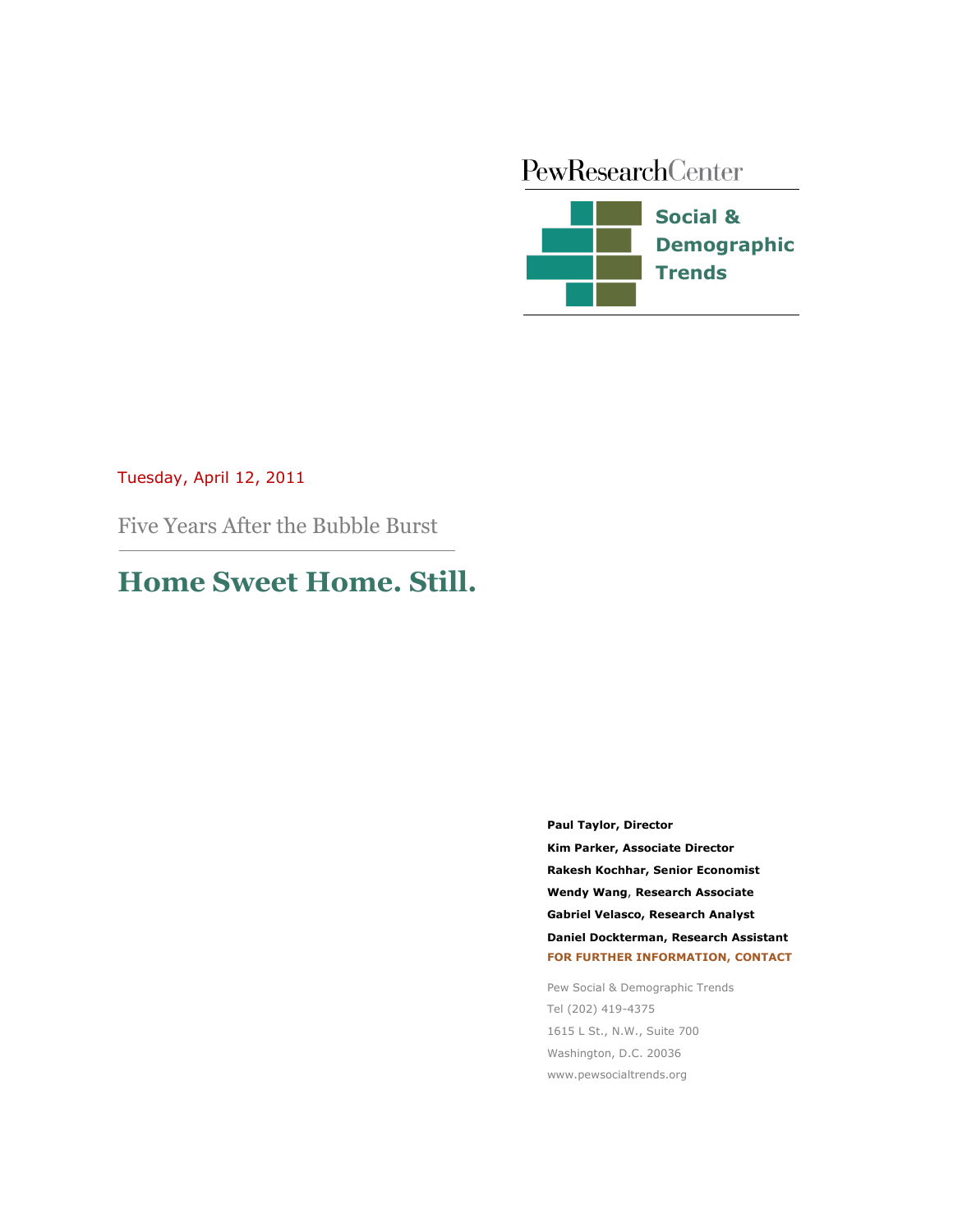PewResearchCenter

**Social & Demographic Trends**

Tuesday, April 12, 2011

Five Years After the Bubble Burst

# Home Sweet Home. Still.

**Paul Taylor, Director**

**Kim Parker, Associate Director**

**Rakesh Kochhar, Senior Economist**

**Wendy Wang, Research Associate**

**Gabriel Velasco, Research Analyst**

**Daniel Dockterman, Research Assistant**

**FOR FURTHER INFORMATION, CONTACT**

Pew Social & Demographic Trends

Tel (202) 419-4375

1615 L St., N.W., Suite 700

Washington, D.C. 20036

www.pewsocialtrends.org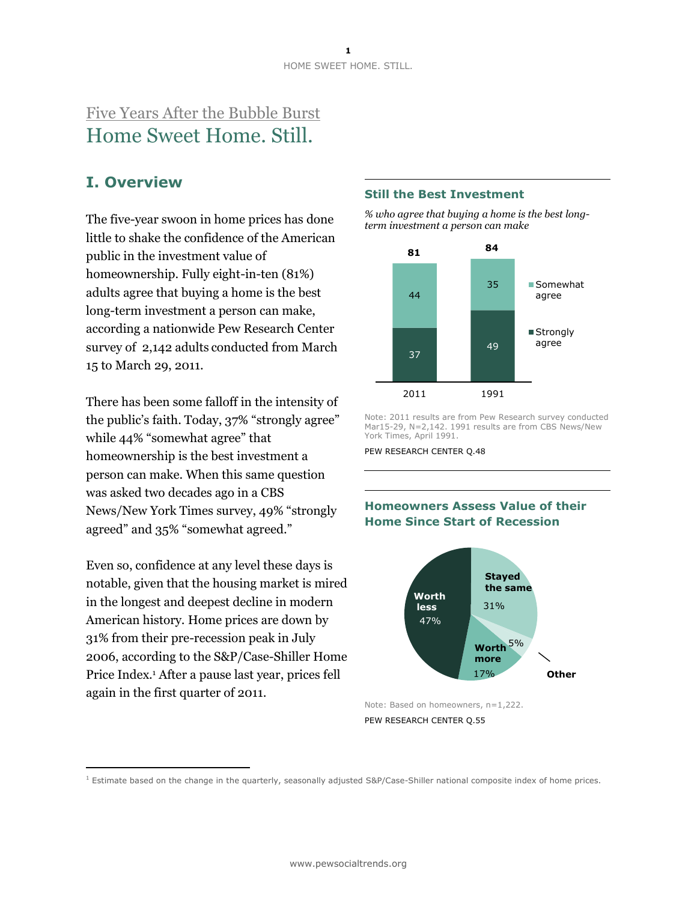## Five Years After the Bubble Burst

# Home Sweet Home. Still.

## I. Overview

The five-year swoon in home prices has done little to shake the confidence of the American public in the investment value of homeownership. Fully eight-in-ten (81%) adults agree that buying a home is the best long-term investment a person can make, according a nationwide Pew Research Center survey of 2,142 adults conducted from March 15 to March 29, 2011.

There has been some falloff in the intensity of the public's faith. Today, 37% "strongly agree" while 44% "somewhat agree" that homeownership is the best investment a person can make. When this same question was asked two decades ago in a CBS News/New York Times survey, 49% "strongly agreed" and 35% "somewhat agreed."

Even so, confidence at any level these days is notable, given that the housing market is mired in the longest and deepest decline in modern American history. Home prices are down by 31% from their pre-recession peak in July 2006, according to the S&P/Case-Shiller Home Price Index.[1] After a pause last year, prices fell again in the first quarter of 2011.

### Still the Best Investment

*% who agree that buying a home is the best long-term investment a person can make*

| | 2011 | 1991 |
|---|---|---|
| Somewhat agree | 44 | 35 |
| Strongly agree | 37 | 49 |
| Total | 81 | 84 |

Note: 2011 results are from Pew Research survey conducted Mar15-29, N=2,142. 1991 results are from CBS News/New York Times, April 1991.

PEW RESEARCH CENTER Q.48

### Homeowners Assess Value of their Home Since Start of Recession

| | % |
|---|---|
| Worth less | 47% |
| Stayed the same | 31% |
| Worth more | 17% |
| Other | 5% |

Note: Based on homeowners, n=1,222.

PEW RESEARCH CENTER Q.55

---

[1] Estimate based on the change in the quarterly, seasonally adjusted S&P/Case-Shiller national composite index of home prices.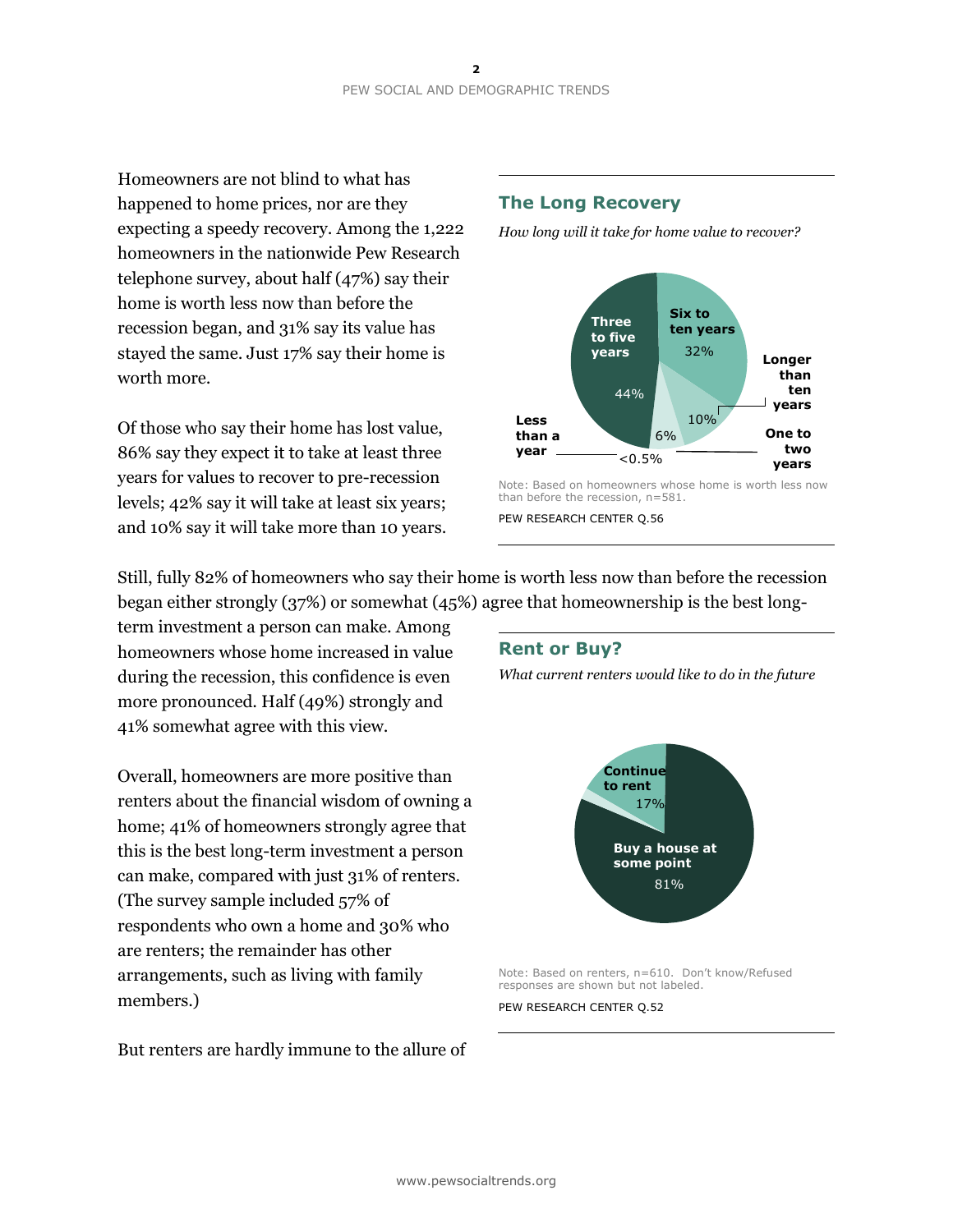Homeowners are not blind to what has happened to home prices, nor are they expecting a speedy recovery. Among the 1,222 homeowners in the nationwide Pew Research telephone survey, about half (47%) say their home is worth less now than before the recession began, and 31% say its value has stayed the same. Just 17% say their home is worth more.

Of those who say their home has lost value, 86% say they expect it to take at least three years for values to recover to pre-recession levels; 42% say it will take at least six years; and 10% say it will take more than 10 years.

### The Long Recovery

*How long will it take for home value to recover?*

| Response | % |
|---|---|
| Less than a year | <0.5% |
| One to two years | 6% |
| Three to five years | 44% |
| Six to ten years | 32% |
| Longer than ten years | 10% |

Note: Based on homeowners whose home is worth less now than before the recession, n=581.

PEW RESEARCH CENTER Q.56

Still, fully 82% of homeowners who say their home is worth less now than before the recession began either strongly (37%) or somewhat (45%) agree that homeownership is the best long-term investment a person can make. Among homeowners whose home increased in value during the recession, this confidence is even more pronounced. Half (49%) strongly and 41% somewhat agree with this view.

Overall, homeowners are more positive than renters about the financial wisdom of owning a home; 41% of homeowners strongly agree that this is the best long-term investment a person can make, compared with just 31% of renters. (The survey sample included 57% of respondents who own a home and 30% who are renters; the remainder has other arrangements, such as living with family members.)

### Rent or Buy?

*What current renters would like to do in the future*

| Response | % |
|---|---|
| Continue to rent | 17% |
| Buy a house at some point | 81% |

Note: Based on renters, n=610. Don't know/Refused responses are shown but not labeled.

PEW RESEARCH CENTER Q.52

But renters are hardly immune to the allure of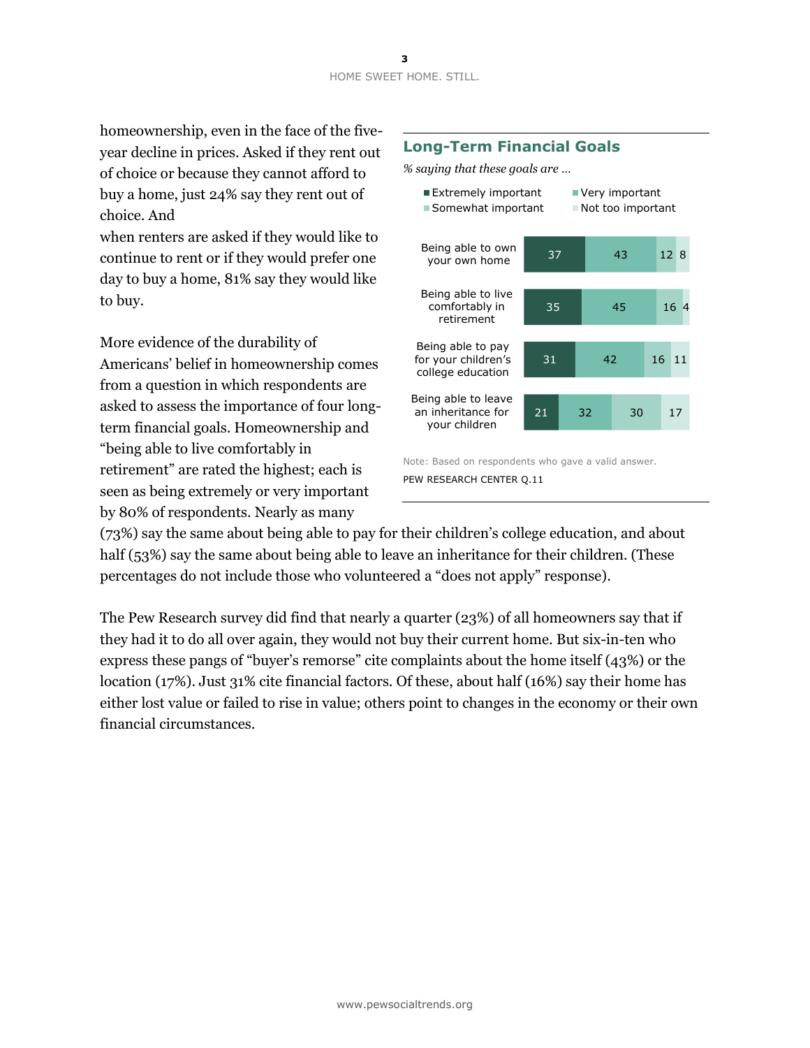homeownership, even in the face of the five-year decline in prices. Asked if they rent out of choice or because they cannot afford to buy a home, just 24% say they rent out of choice. And when renters are asked if they would like to continue to rent or if they would prefer one day to buy a home, 81% say they would like to buy.

### Long-Term Financial Goals

*% saying that these goals are …*

| | Extremely important | Very important | Somewhat important | Not too important |
|---|---|---|---|---|
| Being able to own your own home | 37 | 43 | 12 | 8 |
| Being able to live comfortably in retirement | 35 | 45 | 16 | 4 |
| Being able to pay for your children's college education | 31 | 42 | 16 | 11 |
| Being able to leave an inheritance for your children | 21 | 32 | 30 | 17 |

Note: Based on respondents who gave a valid answer.

PEW RESEARCH CENTER Q.11

More evidence of the durability of Americans' belief in homeownership comes from a question in which respondents are asked to assess the importance of four long-term financial goals. Homeownership and "being able to live comfortably in retirement" are rated the highest; each is seen as being extremely or very important by 80% of respondents. Nearly as many (73%) say the same about being able to pay for their children's college education, and about half (53%) say the same about being able to leave an inheritance for their children. (These percentages do not include those who volunteered a "does not apply" response).

The Pew Research survey did find that nearly a quarter (23%) of all homeowners say that if they had it to do all over again, they would not buy their current home. But six-in-ten who express these pangs of "buyer's remorse" cite complaints about the home itself (43%) or the location (17%). Just 31% cite financial factors. Of these, about half (16%) say their home has either lost value or failed to rise in value; others point to changes in the economy or their own financial circumstances.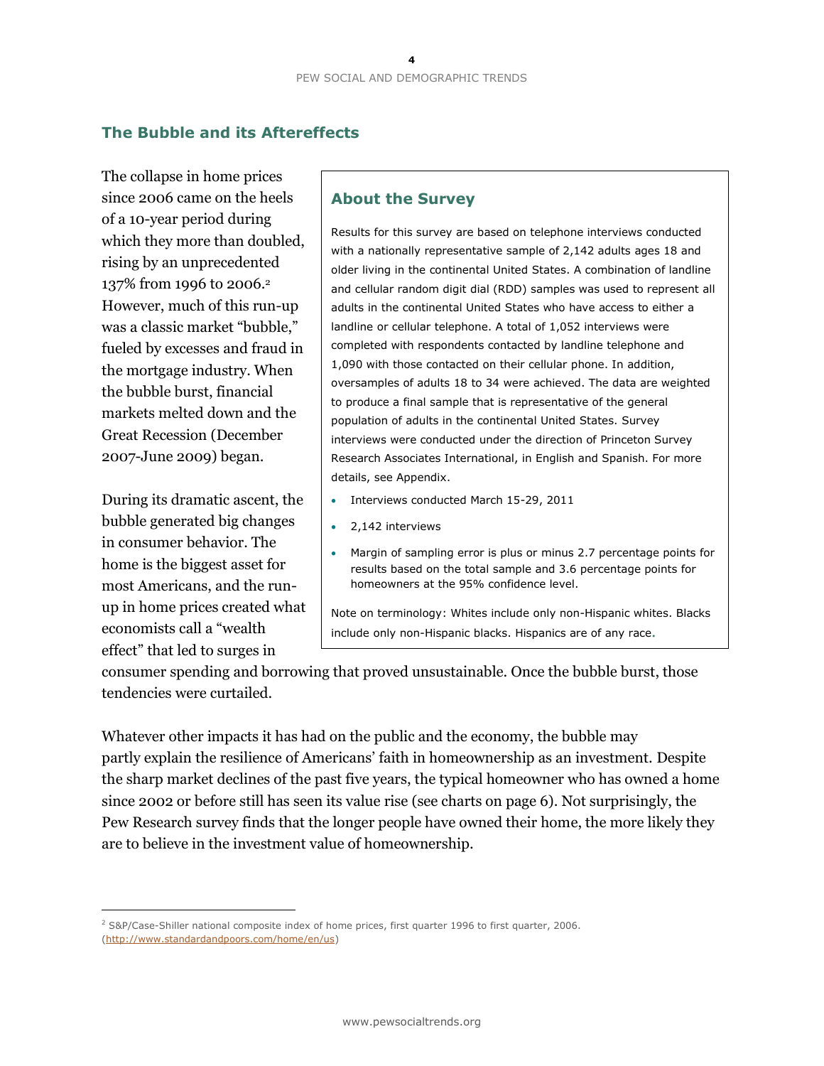## The Bubble and its Aftereffects

The collapse in home prices since 2006 came on the heels of a 10-year period during which they more than doubled, rising by an unprecedented 137% from 1996 to 2006.[2] However, much of this run-up was a classic market "bubble," fueled by excesses and fraud in the mortgage industry. When the bubble burst, financial markets melted down and the Great Recession (December 2007-June 2009) began.

During its dramatic ascent, the bubble generated big changes in consumer behavior. The home is the biggest asset for most Americans, and the run-up in home prices created what economists call a "wealth effect" that led to surges in consumer spending and borrowing that proved unsustainable. Once the bubble burst, those tendencies were curtailed.

Whatever other impacts it has had on the public and the economy, the bubble may partly explain the resilience of Americans' faith in homeownership as an investment. Despite the sharp market declines of the past five years, the typical homeowner who has owned a home since 2002 or before still has seen its value rise (see charts on page 6). Not surprisingly, the Pew Research survey finds that the longer people have owned their home, the more likely they are to believe in the investment value of homeownership.

### About the Survey

Results for this survey are based on telephone interviews conducted with a nationally representative sample of 2,142 adults ages 18 and older living in the continental United States. A combination of landline and cellular random digit dial (RDD) samples was used to represent all adults in the continental United States who have access to either a landline or cellular telephone. A total of 1,052 interviews were completed with respondents contacted by landline telephone and 1,090 with those contacted on their cellular phone. In addition, oversamples of adults 18 to 34 were achieved. The data are weighted to produce a final sample that is representative of the general population of adults in the continental United States. Survey interviews were conducted under the direction of Princeton Survey Research Associates International, in English and Spanish. For more details, see Appendix.

- Interviews conducted March 15-29, 2011
- 2,142 interviews
- Margin of sampling error is plus or minus 2.7 percentage points for results based on the total sample and 3.6 percentage points for homeowners at the 95% confidence level.

Note on terminology: Whites include only non-Hispanic whites. Blacks include only non-Hispanic blacks. Hispanics are of any race.

---

[2] S&P/Case-Shiller national composite index of home prices, first quarter 1996 to first quarter, 2006. (http://www.standardandpoors.com/home/en/us)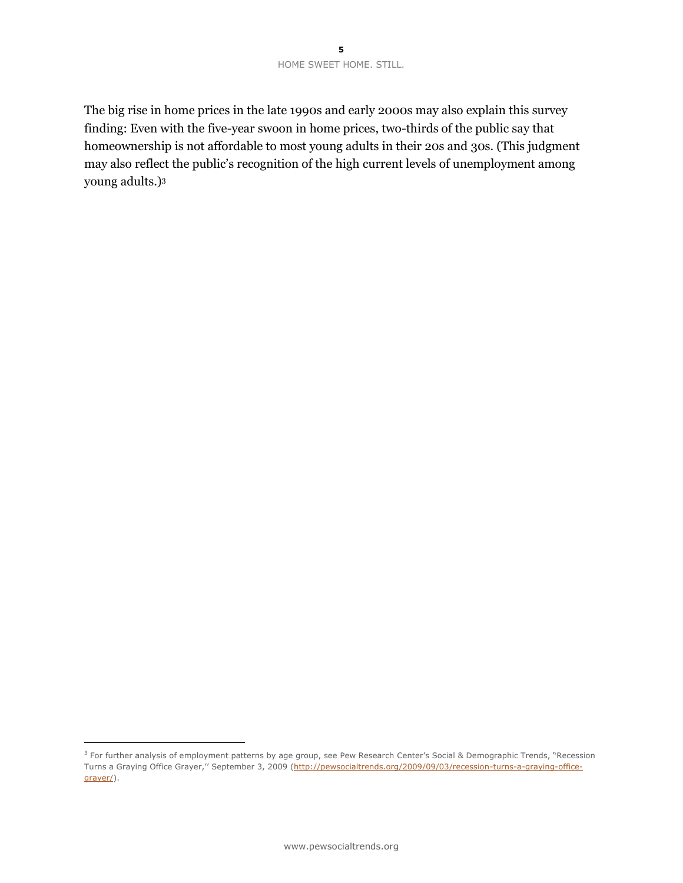The big rise in home prices in the late 1990s and early 2000s may also explain this survey finding: Even with the five-year swoon in home prices, two-thirds of the public say that homeownership is not affordable to most young adults in their 20s and 30s. (This judgment may also reflect the public's recognition of the high current levels of unemployment among young adults.)[3]

---

[3] For further analysis of employment patterns by age group, see Pew Research Center's Social & Demographic Trends, "Recession Turns a Graying Office Grayer,'' September 3, 2009 ([http://pewsocialtrends.org/2009/09/03/recession-turns-a-graying-office-grayer/](http://pewsocialtrends.org/2009/09/03/recession-turns-a-graying-office-grayer/)).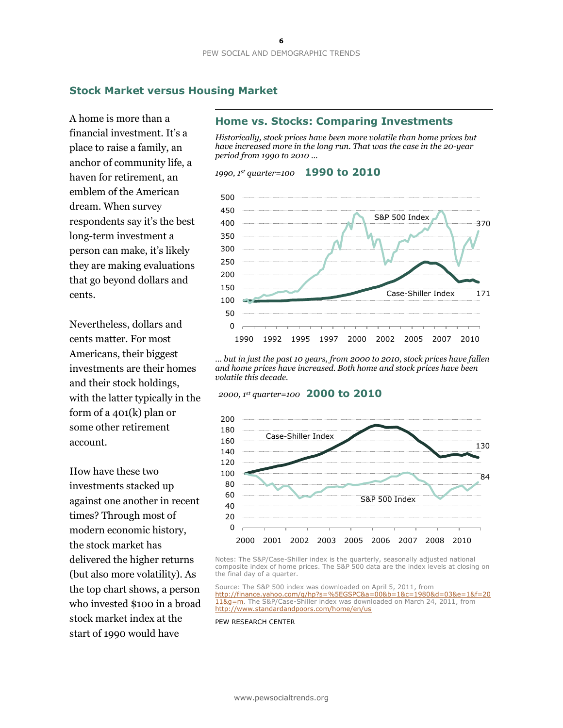## Stock Market versus Housing Market

A home is more than a financial investment. It's a place to raise a family, an anchor of community life, a haven for retirement, an emblem of the American dream. When survey respondents say it's the best long-term investment a person can make, it's likely they are making evaluations that go beyond dollars and cents.

Nevertheless, dollars and cents matter. For most Americans, their biggest investments are their homes and their stock holdings, with the latter typically in the form of a 401(k) plan or some other retirement account.

How have these two investments stacked up against one another in recent times? Through most of modern economic history, the stock market has delivered the higher returns (but also more volatility). As the top chart shows, a person who invested $100 in a broad stock market index at the start of 1990 would have

### Home vs. Stocks: Comparing Investments

*Historically, stock prices have been more volatile than home prices but have increased more in the long run. That was the case in the 20-year period from 1990 to 2010 …*

*1990, 1st quarter=100* **1990 to 2010**

*… but in just the past 10 years, from 2000 to 2010, stock prices have fallen and home prices have increased. Both home and stock prices have been volatile this decade.*

*2000, 1st quarter=100* **2000 to 2010**

Notes: The S&P/Case-Shiller index is the quarterly, seasonally adjusted national composite index of home prices. The S&P 500 data are the index levels at closing on the final day of a quarter.

Source: The S&P 500 index was downloaded on April 5, 2011, from http://finance.yahoo.com/q/hp?s=%5EGSPC&a=00&b=1&c=1980&d=03&e=1&f=2011&g=m. The S&P/Case-Shiller index was downloaded on March 24, 2011, from http://www.standardandpoors.com/home/en/us

PEW RESEARCH CENTER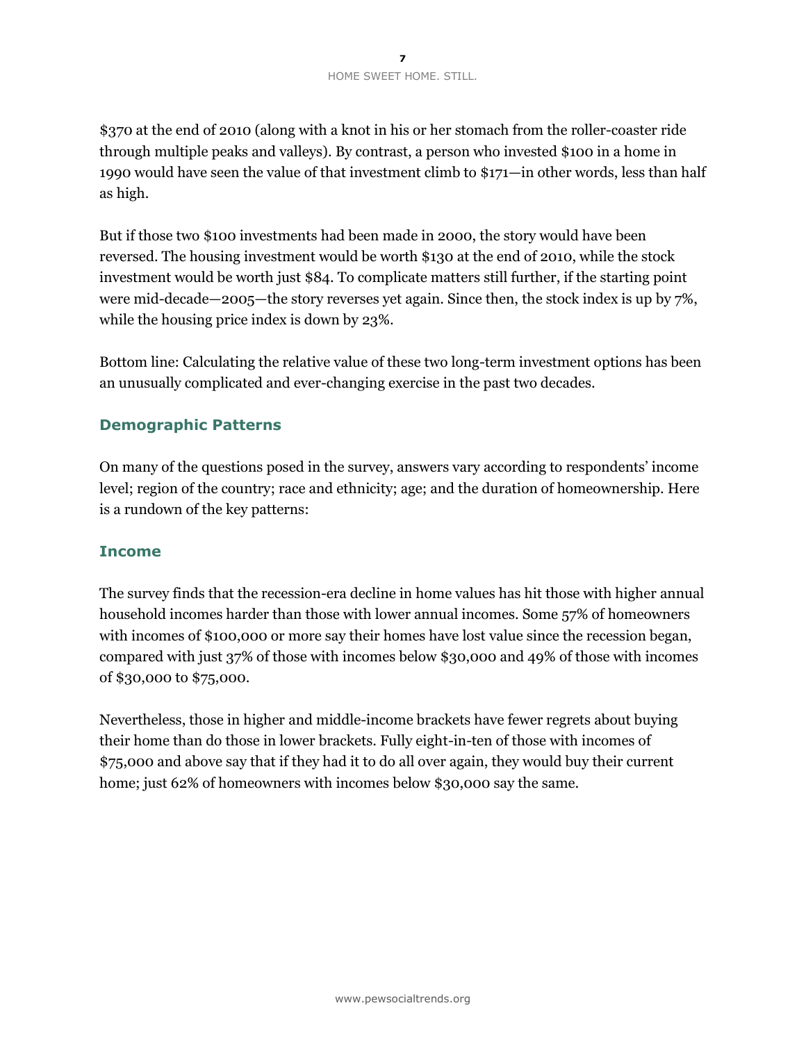$370 at the end of 2010 (along with a knot in his or her stomach from the roller-coaster ride through multiple peaks and valleys). By contrast, a person who invested $100 in a home in 1990 would have seen the value of that investment climb to $171—in other words, less than half as high.

But if those two $100 investments had been made in 2000, the story would have been reversed. The housing investment would be worth $130 at the end of 2010, while the stock investment would be worth just $84. To complicate matters still further, if the starting point were mid-decade—2005—the story reverses yet again. Since then, the stock index is up by 7%, while the housing price index is down by 23%.

Bottom line: Calculating the relative value of these two long-term investment options has been an unusually complicated and ever-changing exercise in the past two decades.

## Demographic Patterns

On many of the questions posed in the survey, answers vary according to respondents' income level; region of the country; race and ethnicity; age; and the duration of homeownership. Here is a rundown of the key patterns:

### Income

The survey finds that the recession-era decline in home values has hit those with higher annual household incomes harder than those with lower annual incomes. Some 57% of homeowners with incomes of $100,000 or more say their homes have lost value since the recession began, compared with just 37% of those with incomes below $30,000 and 49% of those with incomes of $30,000 to $75,000.

Nevertheless, those in higher and middle-income brackets have fewer regrets about buying their home than do those in lower brackets. Fully eight-in-ten of those with incomes of $75,000 and above say that if they had it to do all over again, they would buy their current home; just 62% of homeowners with incomes below $30,000 say the same.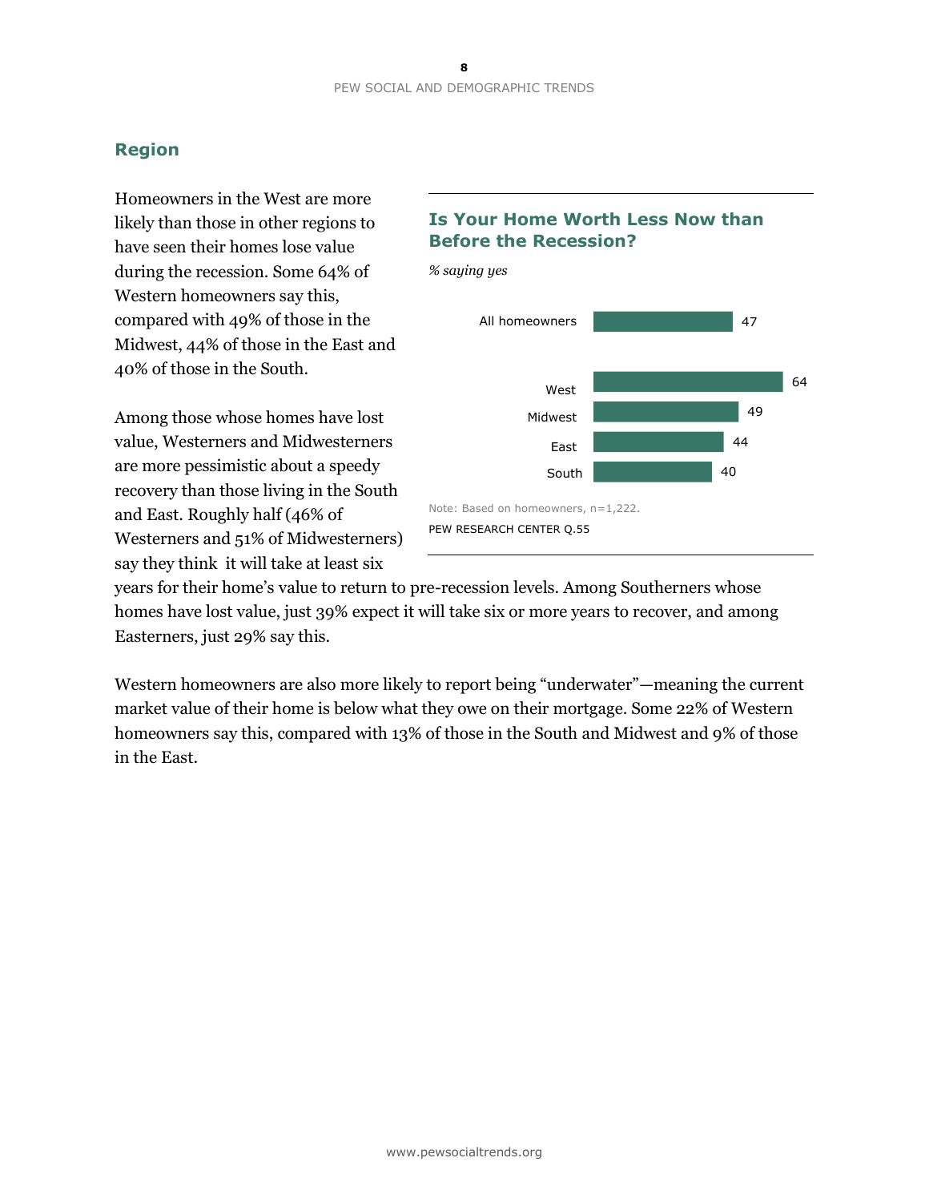## Region

Homeowners in the West are more likely than those in other regions to have seen their homes lose value during the recession. Some 64% of Western homeowners say this, compared with 49% of those in the Midwest, 44% of those in the East and 40% of those in the South.

**Is Your Home Worth Less Now than Before the Recession?**

*% saying yes*

| | |
|---|---|
| All homeowners | 47 |
| West | 64 |
| Midwest | 49 |
| East | 44 |
| South | 40 |

Note: Based on homeowners, n=1,222.

PEW RESEARCH CENTER Q.55

Among those whose homes have lost value, Westerners and Midwesterners are more pessimistic about a speedy recovery than those living in the South and East. Roughly half (46% of Westerners and 51% of Midwesterners) say they think it will take at least six years for their home's value to return to pre-recession levels. Among Southerners whose homes have lost value, just 39% expect it will take six or more years to recover, and among Easterners, just 29% say this.

Western homeowners are also more likely to report being "underwater"—meaning the current market value of their home is below what they owe on their mortgage. Some 22% of Western homeowners say this, compared with 13% of those in the South and Midwest and 9% of those in the East.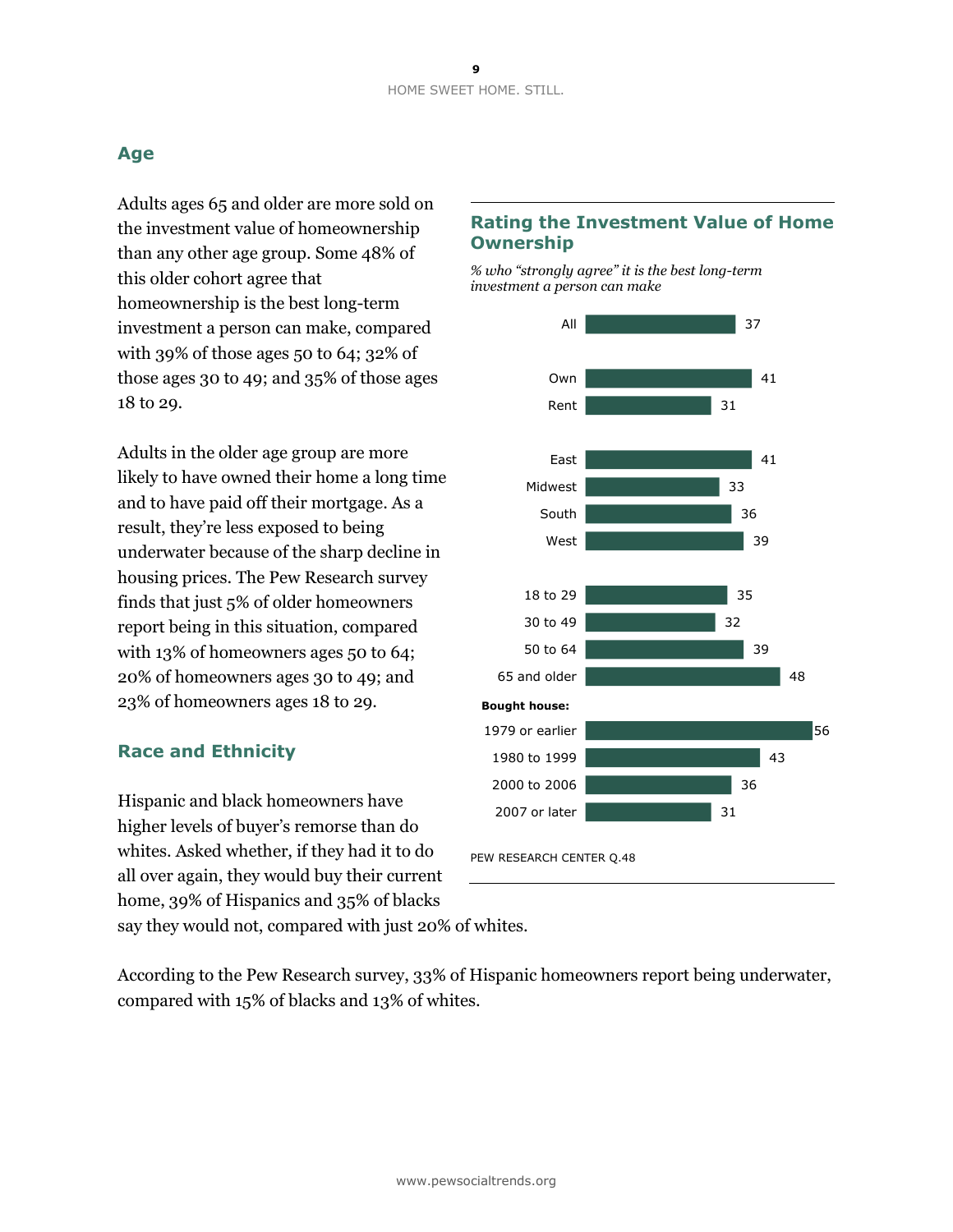## Age

Adults ages 65 and older are more sold on the investment value of homeownership than any other age group. Some 48% of this older cohort agree that homeownership is the best long-term investment a person can make, compared with 39% of those ages 50 to 64; 32% of those ages 30 to 49; and 35% of those ages 18 to 29.

Adults in the older age group are more likely to have owned their home a long time and to have paid off their mortgage. As a result, they're less exposed to being underwater because of the sharp decline in housing prices. The Pew Research survey finds that just 5% of older homeowners report being in this situation, compared with 13% of homeowners ages 50 to 64; 20% of homeowners ages 30 to 49; and 23% of homeowners ages 18 to 29.

### Rating the Investment Value of Home Ownership

*% who "strongly agree" it is the best long-term investment a person can make*

| | % |
|---|---|
| All | 37 |
| Own | 41 |
| Rent | 31 |
| East | 41 |
| Midwest | 33 |
| South | 36 |
| West | 39 |
| 18 to 29 | 35 |
| 30 to 49 | 32 |
| 50 to 64 | 39 |
| 65 and older | 48 |
| **Bought house:** | |
| 1979 or earlier | 56 |
| 1980 to 1999 | 43 |
| 2000 to 2006 | 36 |
| 2007 or later | 31 |

PEW RESEARCH CENTER Q.48

## Race and Ethnicity

Hispanic and black homeowners have higher levels of buyer's remorse than do whites. Asked whether, if they had it to do all over again, they would buy their current home, 39% of Hispanics and 35% of blacks say they would not, compared with just 20% of whites.

According to the Pew Research survey, 33% of Hispanic homeowners report being underwater, compared with 15% of blacks and 13% of whites.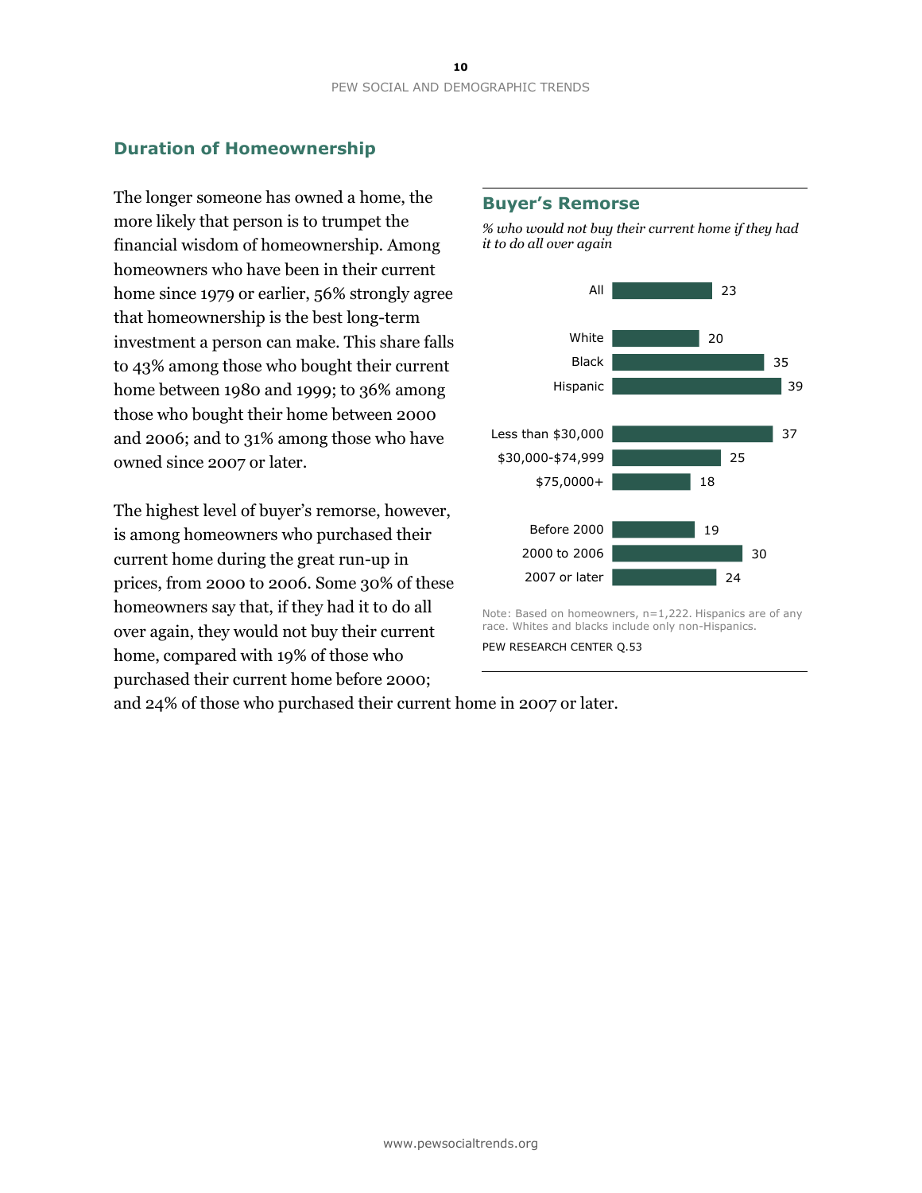## Duration of Homeownership

The longer someone has owned a home, the more likely that person is to trumpet the financial wisdom of homeownership. Among homeowners who have been in their current home since 1979 or earlier, 56% strongly agree that homeownership is the best long-term investment a person can make. This share falls to 43% among those who bought their current home between 1980 and 1999; to 36% among those who bought their home between 2000 and 2006; and to 31% among those who have owned since 2007 or later.

The highest level of buyer's remorse, however, is among homeowners who purchased their current home during the great run-up in prices, from 2000 to 2006. Some 30% of these homeowners say that, if they had it to do all over again, they would not buy their current home, compared with 19% of those who purchased their current home before 2000; and 24% of those who purchased their current home in 2007 or later.

### Buyer's Remorse

*% who would not buy their current home if they had it to do all over again*

| | % |
|---|---|
| All | 23 |
| White | 20 |
| Black | 35 |
| Hispanic | 39 |
| Less than $30,000 | 37 |
| $30,000-$74,999 | 25 |
| $75,0000+ | 18 |
| Before 2000 | 19 |
| 2000 to 2006 | 30 |
| 2007 or later | 24 |

Note: Based on homeowners, n=1,222. Hispanics are of any race. Whites and blacks include only non-Hispanics.

PEW RESEARCH CENTER Q.53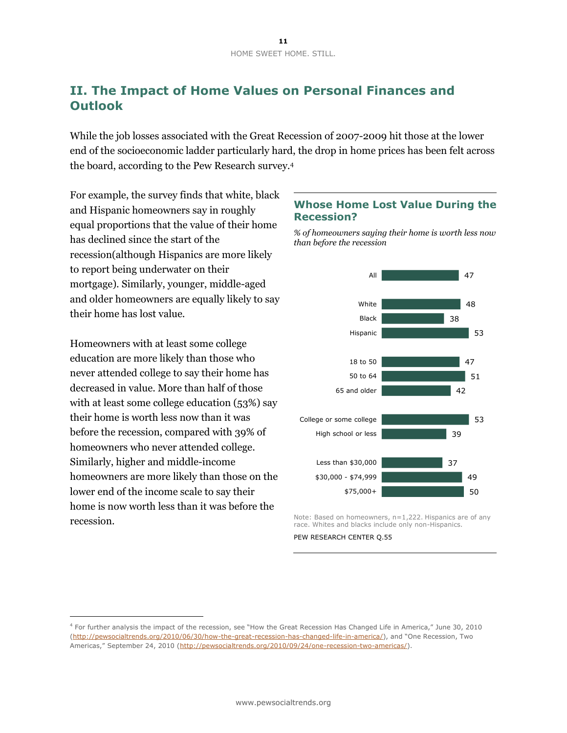## II. The Impact of Home Values on Personal Finances and Outlook

While the job losses associated with the Great Recession of 2007-2009 hit those at the lower end of the socioeconomic ladder particularly hard, the drop in home prices has been felt across the board, according to the Pew Research survey.[4]

For example, the survey finds that white, black and Hispanic homeowners say in roughly equal proportions that the value of their home has declined since the start of the recession(although Hispanics are more likely to report being underwater on their mortgage). Similarly, younger, middle-aged and older homeowners are equally likely to say their home has lost value.

Homeowners with at least some college education are more likely than those who never attended college to say their home has decreased in value. More than half of those with at least some college education (53%) say their home is worth less now than it was before the recession, compared with 39% of homeowners who never attended college. Similarly, higher and middle-income homeowners are more likely than those on the lower end of the income scale to say their home is now worth less than it was before the recession.

### Whose Home Lost Value During the Recession?

*% of homeowners saying their home is worth less now than before the recession*

| | % |
|---|---|
| All | 47 |
| White | 48 |
| Black | 38 |
| Hispanic | 53 |
| 18 to 50 | 47 |
| 50 to 64 | 51 |
| 65 and older | 42 |
| College or some college | 53 |
| High school or less | 39 |
| Less than $30,000 | 37 |
| $30,000 - $74,999 | 49 |
| $75,000+ | 50 |

Note: Based on homeowners, n=1,222. Hispanics are of any race. Whites and blacks include only non-Hispanics.

PEW RESEARCH CENTER Q.55

[4] For further analysis the impact of the recession, see "How the Great Recession Has Changed Life in America," June 30, 2010 (http://pewsocialtrends.org/2010/06/30/how-the-great-recession-has-changed-life-in-america/), and "One Recession, Two Americas," September 24, 2010 (http://pewsocialtrends.org/2010/09/24/one-recession-two-americas/).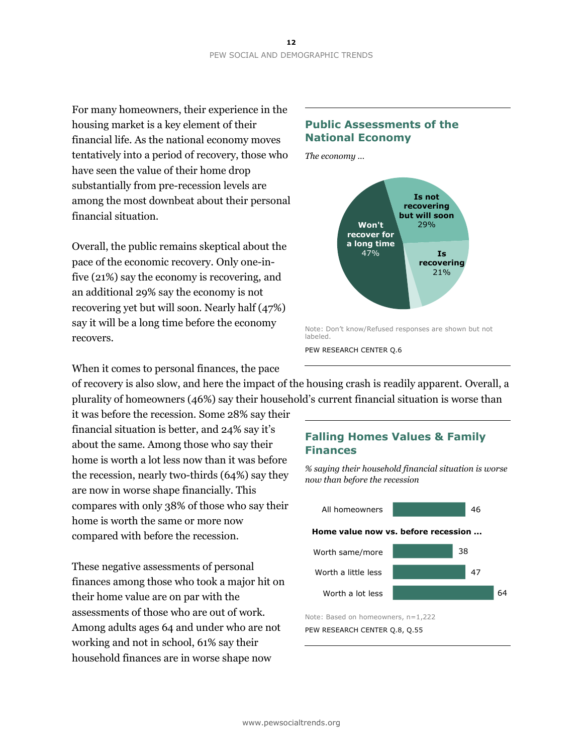For many homeowners, their experience in the housing market is a key element of their financial life. As the national economy moves tentatively into a period of recovery, those who have seen the value of their home drop substantially from pre-recession levels are among the most downbeat about their personal financial situation.

Overall, the public remains skeptical about the pace of the economic recovery. Only one-in-five (21%) say the economy is recovering, and an additional 29% say the economy is not recovering yet but will soon. Nearly half (47%) say it will be a long time before the economy recovers.

### Public Assessments of the National Economy

*The economy …*

| The economy … | % |
|---|---|
| Won't recover for a long time | 47% |
| Is not recovering but will soon | 29% |
| Is recovering | 21% |

Note: Don't know/Refused responses are shown but not labeled.

PEW RESEARCH CENTER Q.6

When it comes to personal finances, the pace of recovery is also slow, and here the impact of the housing crash is readily apparent. Overall, a plurality of homeowners (46%) say their household's current financial situation is worse than it was before the recession. Some 28% say their financial situation is better, and 24% say it's about the same. Among those who say their home is worth a lot less now than it was before the recession, nearly two-thirds (64%) say they are now in worse shape financially. This compares with only 38% of those who say their home is worth the same or more now compared with before the recession.

### Falling Homes Values & Family Finances

*% saying their household financial situation is worse now than before the recession*

| | % |
|---|---|
| All homeowners | 46 |
| **Home value now vs. before recession …** | |
| Worth same/more | 38 |
| Worth a little less | 47 |
| Worth a lot less | 64 |

Note: Based on homeowners, n=1,222

PEW RESEARCH CENTER Q.8, Q.55

These negative assessments of personal finances among those who took a major hit on their home value are on par with the assessments of those who are out of work. Among adults ages 64 and under who are not working and not in school, 61% say their household finances are in worse shape now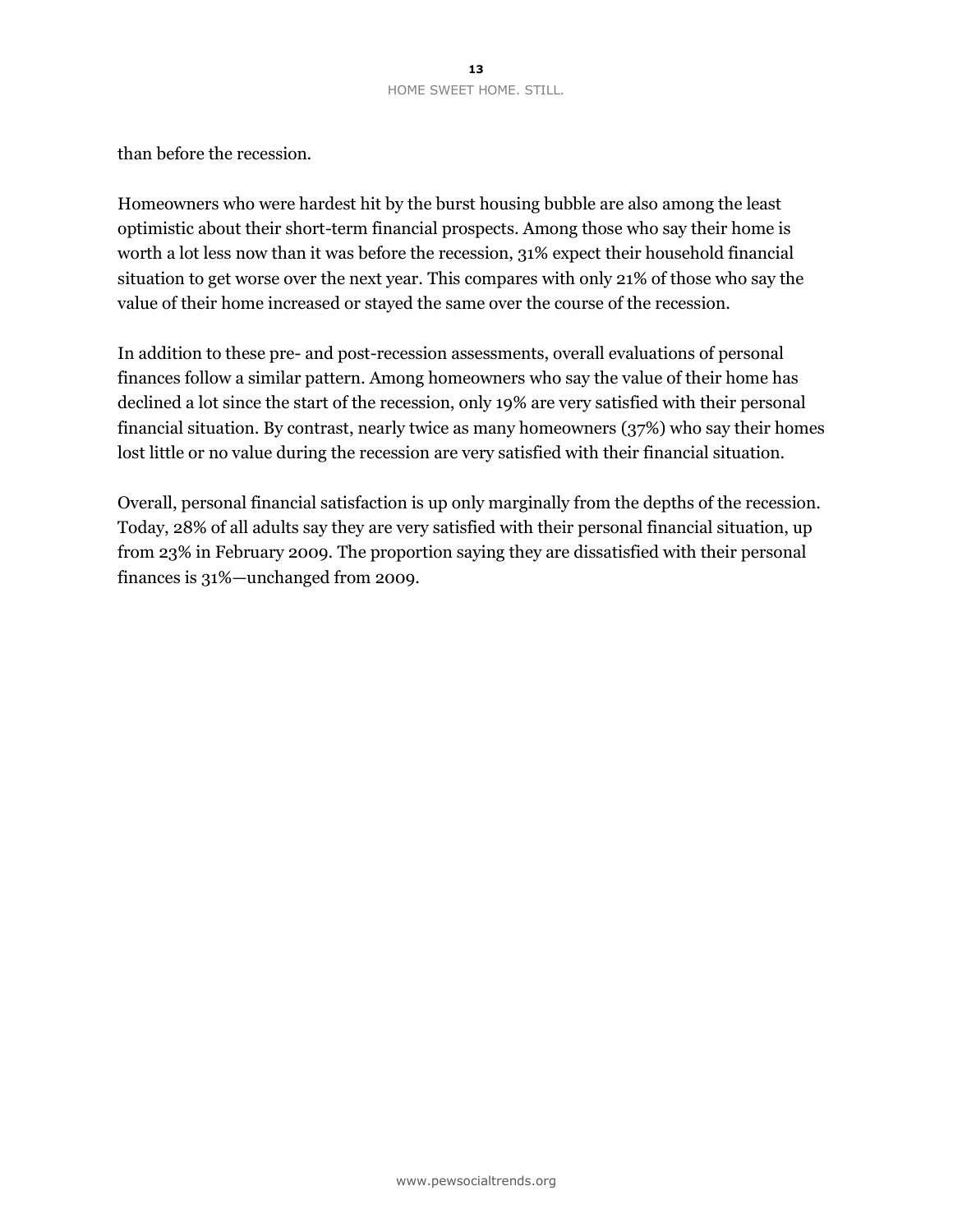than before the recession.

Homeowners who were hardest hit by the burst housing bubble are also among the least optimistic about their short-term financial prospects. Among those who say their home is worth a lot less now than it was before the recession, 31% expect their household financial situation to get worse over the next year. This compares with only 21% of those who say the value of their home increased or stayed the same over the course of the recession.

In addition to these pre- and post-recession assessments, overall evaluations of personal finances follow a similar pattern. Among homeowners who say the value of their home has declined a lot since the start of the recession, only 19% are very satisfied with their personal financial situation. By contrast, nearly twice as many homeowners (37%) who say their homes lost little or no value during the recession are very satisfied with their financial situation.

Overall, personal financial satisfaction is up only marginally from the depths of the recession. Today, 28% of all adults say they are very satisfied with their personal financial situation, up from 23% in February 2009. The proportion saying they are dissatisfied with their personal finances is 31%—unchanged from 2009.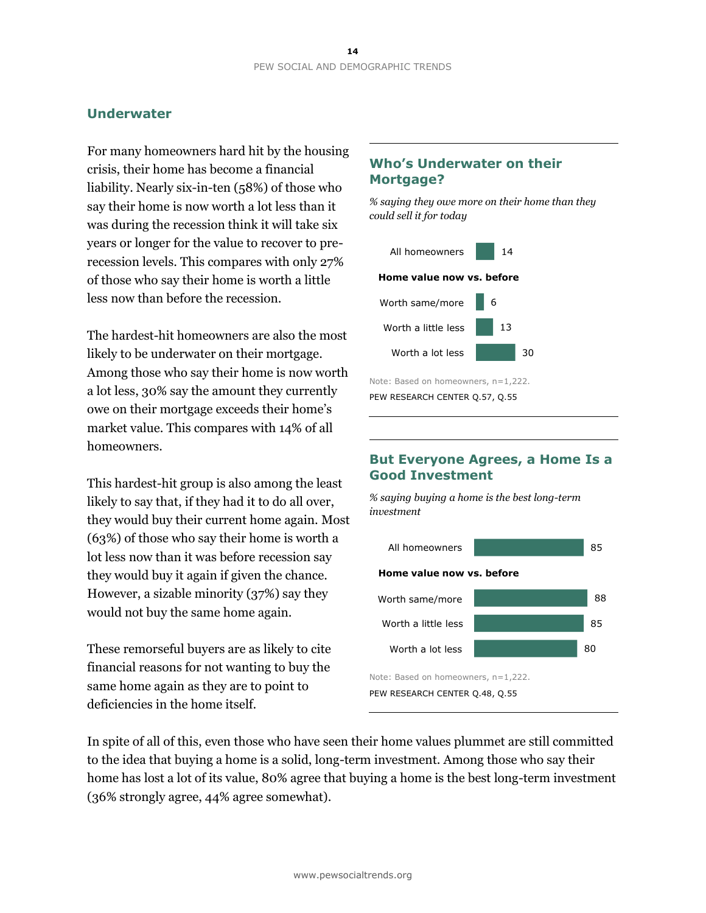## Underwater

For many homeowners hard hit by the housing crisis, their home has become a financial liability. Nearly six-in-ten (58%) of those who say their home is now worth a lot less than it was during the recession think it will take six years or longer for the value to recover to pre-recession levels. This compares with only 27% of those who say their home is worth a little less now than before the recession.

The hardest-hit homeowners are also the most likely to be underwater on their mortgage. Among those who say their home is now worth a lot less, 30% say the amount they currently owe on their mortgage exceeds their home's market value. This compares with 14% of all homeowners.

This hardest-hit group is also among the least likely to say that, if they had it to do all over, they would buy their current home again. Most (63%) of those who say their home is worth a lot less now than it was before recession say they would buy it again if given the chance. However, a sizable minority (37%) say they would not buy the same home again.

These remorseful buyers are as likely to cite financial reasons for not wanting to buy the same home again as they are to point to deficiencies in the home itself.

### Who's Underwater on their Mortgage?

*% saying they owe more on their home than they could sell it for today*

| | % |
|---|---|
| All homeowners | 14 |
| **Home value now vs. before** | |
| Worth same/more | 6 |
| Worth a little less | 13 |
| Worth a lot less | 30 |

Note: Based on homeowners, n=1,222.

PEW RESEARCH CENTER Q.57, Q.55

### But Everyone Agrees, a Home Is a Good Investment

*% saying buying a home is the best long-term investment*

| | % |
|---|---|
| All homeowners | 85 |
| **Home value now vs. before** | |
| Worth same/more | 88 |
| Worth a little less | 85 |
| Worth a lot less | 80 |

Note: Based on homeowners, n=1,222.

PEW RESEARCH CENTER Q.48, Q.55

In spite of all of this, even those who have seen their home values plummet are still committed to the idea that buying a home is a solid, long-term investment. Among those who say their home has lost a lot of its value, 80% agree that buying a home is the best long-term investment (36% strongly agree, 44% agree somewhat).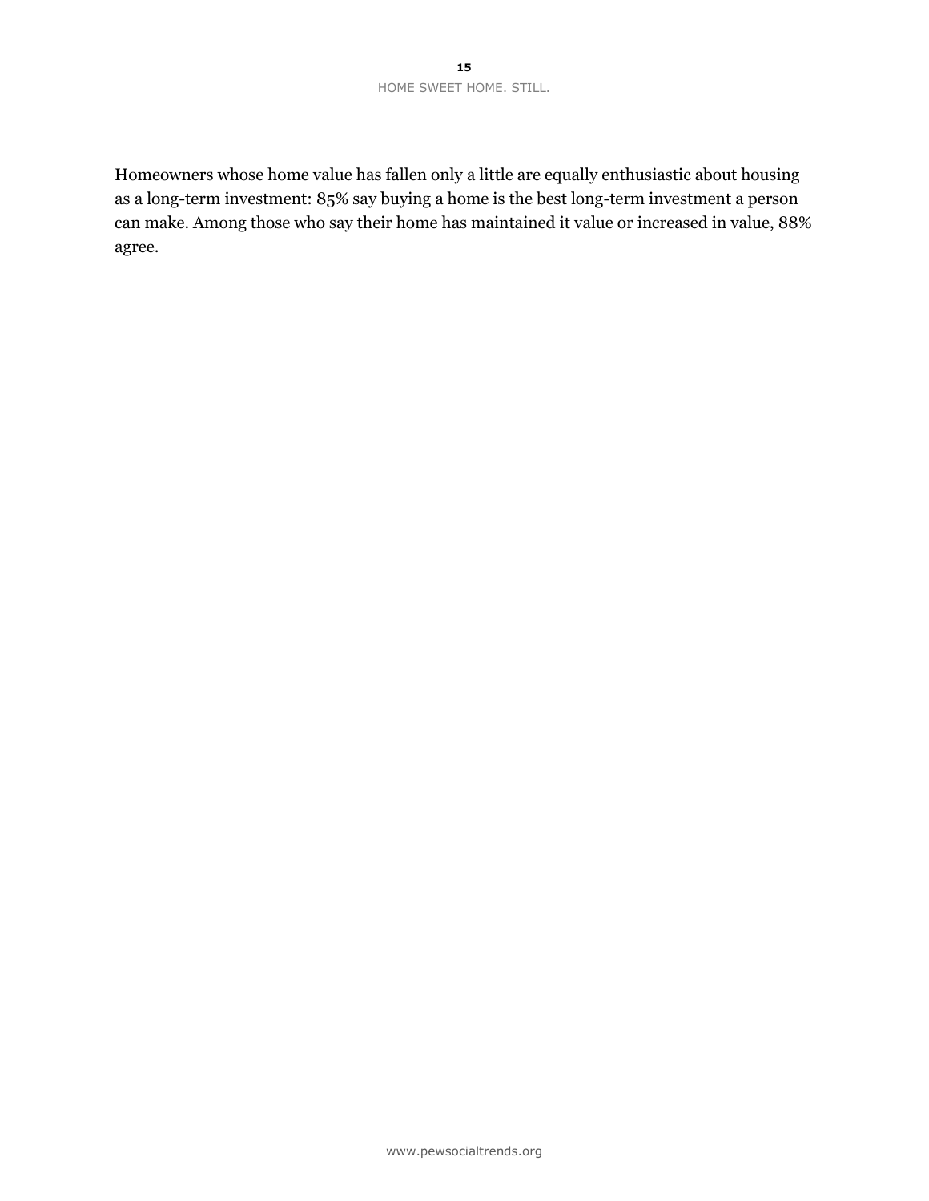Homeowners whose home value has fallen only a little are equally enthusiastic about housing as a long-term investment: 85% say buying a home is the best long-term investment a person can make. Among those who say their home has maintained it value or increased in value, 88% agree.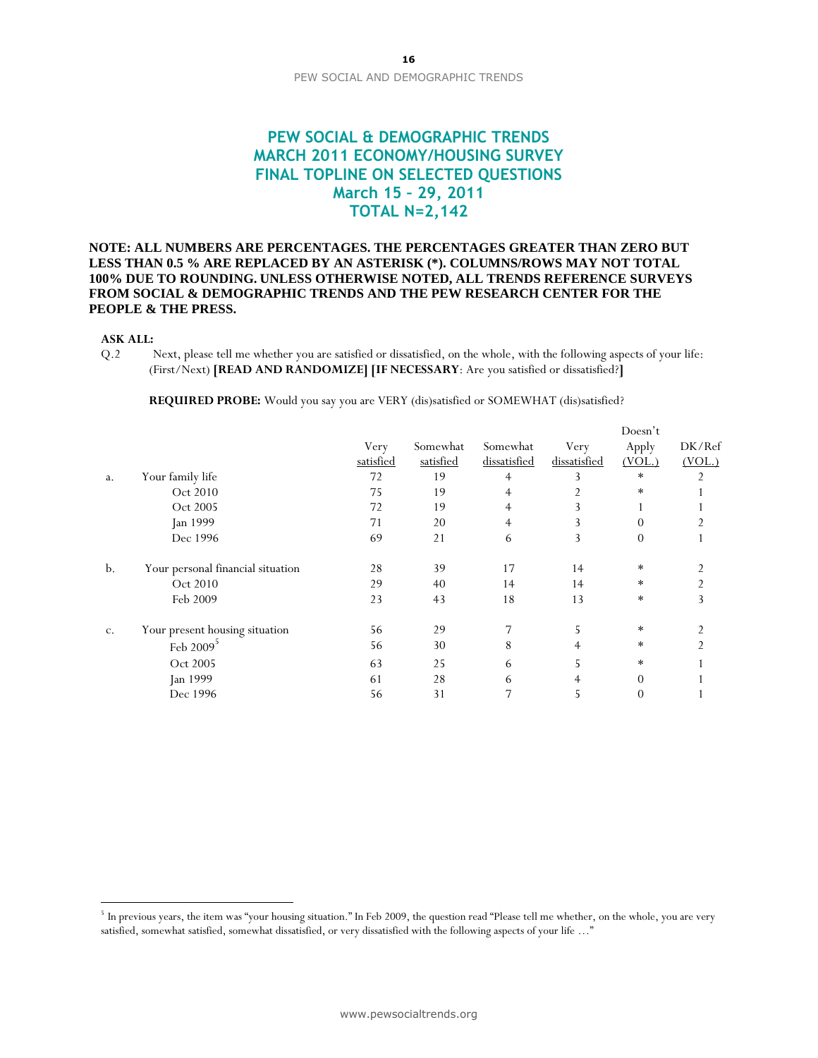# PEW SOCIAL & DEMOGRAPHIC TRENDS
# MARCH 2011 ECONOMY/HOUSING SURVEY
# FINAL TOPLINE ON SELECTED QUESTIONS
# March 15 – 29, 2011
# TOTAL N=2,142

**NOTE: ALL NUMBERS ARE PERCENTAGES. THE PERCENTAGES GREATER THAN ZERO BUT LESS THAN 0.5 % ARE REPLACED BY AN ASTERISK (*). COLUMNS/ROWS MAY NOT TOTAL 100% DUE TO ROUNDING. UNLESS OTHERWISE NOTED, ALL TRENDS REFERENCE SURVEYS FROM SOCIAL & DEMOGRAPHIC TRENDS AND THE PEW RESEARCH CENTER FOR THE PEOPLE & THE PRESS.**

**ASK ALL:**

Q.2 Next, please tell me whether you are satisfied or dissatisfied, on the whole, with the following aspects of your life: (First/Next) **[READ AND RANDOMIZE] [IF NECESSARY**: Are you satisfied or dissatisfied?**]**

**REQUIRED PROBE:** Would you say you are VERY (dis)satisfied or SOMEWHAT (dis)satisfied?

| | | Very satisfied | Somewhat satisfied | Somewhat dissatisfied | Very dissatisfied | Doesn't Apply (VOL.) | DK/Ref (VOL.) |
|---|---|---|---|---|---|---|---|
| a. | Your family life | 72 | 19 | 4 | 3 | * | 2 |
| | Oct 2010 | 75 | 19 | 4 | 2 | * | 1 |
| | Oct 2005 | 72 | 19 | 4 | 3 | 1 | 1 |
| | Jan 1999 | 71 | 20 | 4 | 3 | 0 | 2 |
| | Dec 1996 | 69 | 21 | 6 | 3 | 0 | 1 |
| b. | Your personal financial situation | 28 | 39 | 17 | 14 | * | 2 |
| | Oct 2010 | 29 | 40 | 14 | 14 | * | 2 |
| | Feb 2009 | 23 | 43 | 18 | 13 | * | 3 |
| c. | Your present housing situation | 56 | 29 | 7 | 5 | * | 2 |
| | Feb 2009[5] | 56 | 30 | 8 | 4 | * | 2 |
| | Oct 2005 | 63 | 25 | 6 | 5 | * | 1 |
| | Jan 1999 | 61 | 28 | 6 | 4 | 0 | 1 |
| | Dec 1996 | 56 | 31 | 7 | 5 | 0 | 1 |

[5] In previous years, the item was "your housing situation." In Feb 2009, the question read "Please tell me whether, on the whole, you are very satisfied, somewhat satisfied, somewhat dissatisfied, or very dissatisfied with the following aspects of your life …"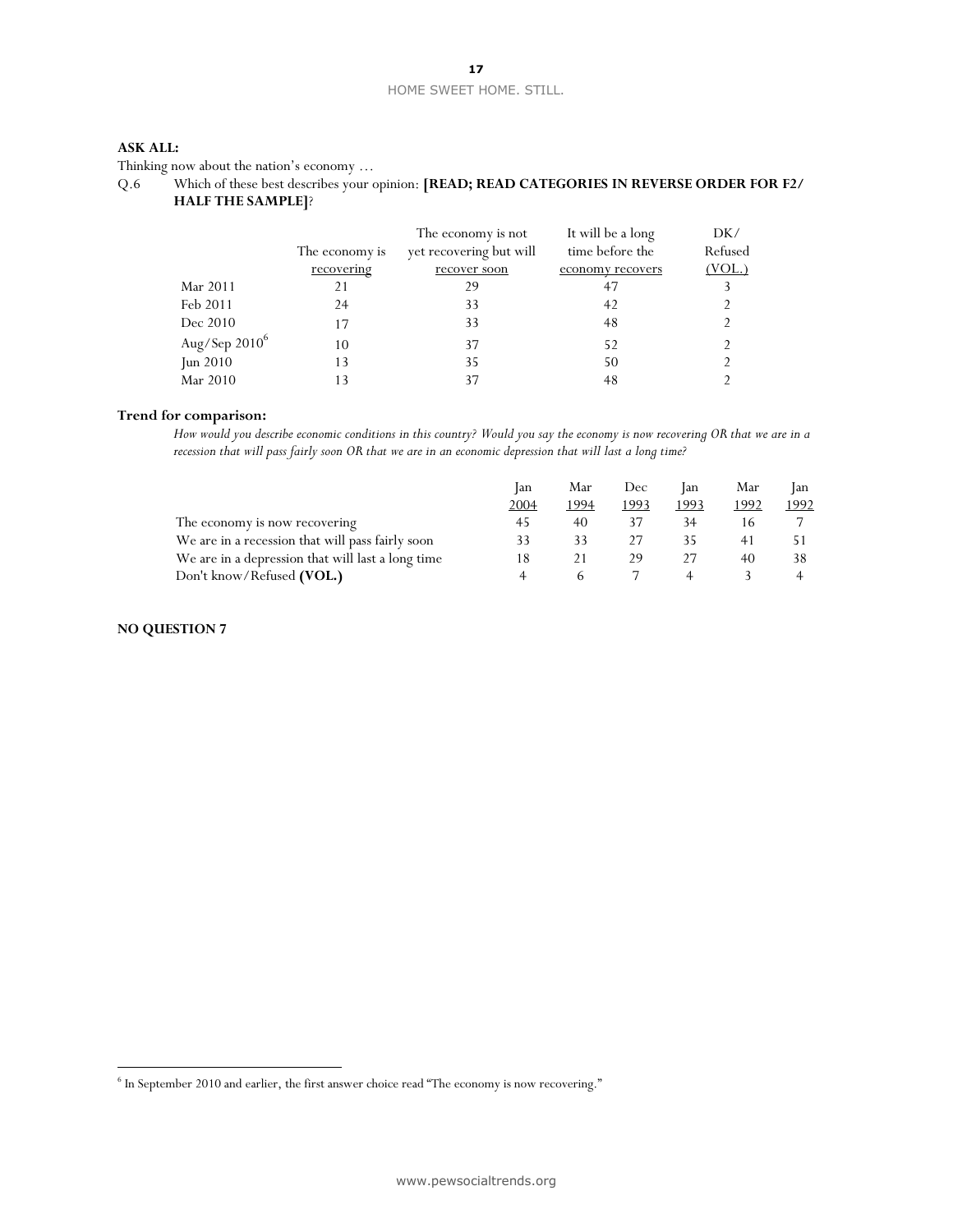**ASK ALL:**

Thinking now about the nation's economy …

Q.6 Which of these best describes your opinion: **[READ; READ CATEGORIES IN REVERSE ORDER FOR F2/ HALF THE SAMPLE]**?

| | The economy is recovering | The economy is not yet recovering but will recover soon | It will be a long time before the economy recovers | DK/ Refused (VOL.) |
|---|---|---|---|---|
| Mar 2011 | 21 | 29 | 47 | 3 |
| Feb 2011 | 24 | 33 | 42 | 2 |
| Dec 2010 | 17 | 33 | 48 | 2 |
| Aug/Sep 2010[6] | 10 | 37 | 52 | 2 |
| Jun 2010 | 13 | 35 | 50 | 2 |
| Mar 2010 | 13 | 37 | 48 | 2 |

**Trend for comparison:**

*How would you describe economic conditions in this country? Would you say the economy is now recovering OR that we are in a recession that will pass fairly soon OR that we are in an economic depression that will last a long time?*

| | Jan 2004 | Mar 1994 | Dec 1993 | Jan 1993 | Mar 1992 | Jan 1992 |
|---|---|---|---|---|---|---|
| The economy is now recovering | 45 | 40 | 37 | 34 | 16 | 7 |
| We are in a recession that will pass fairly soon | 33 | 33 | 27 | 35 | 41 | 51 |
| We are in a depression that will last a long time | 18 | 21 | 29 | 27 | 40 | 38 |
| Don't know/Refused **(VOL.)** | 4 | 6 | 7 | 4 | 3 | 4 |

**NO QUESTION 7**

---

[6] In September 2010 and earlier, the first answer choice read "The economy is now recovering."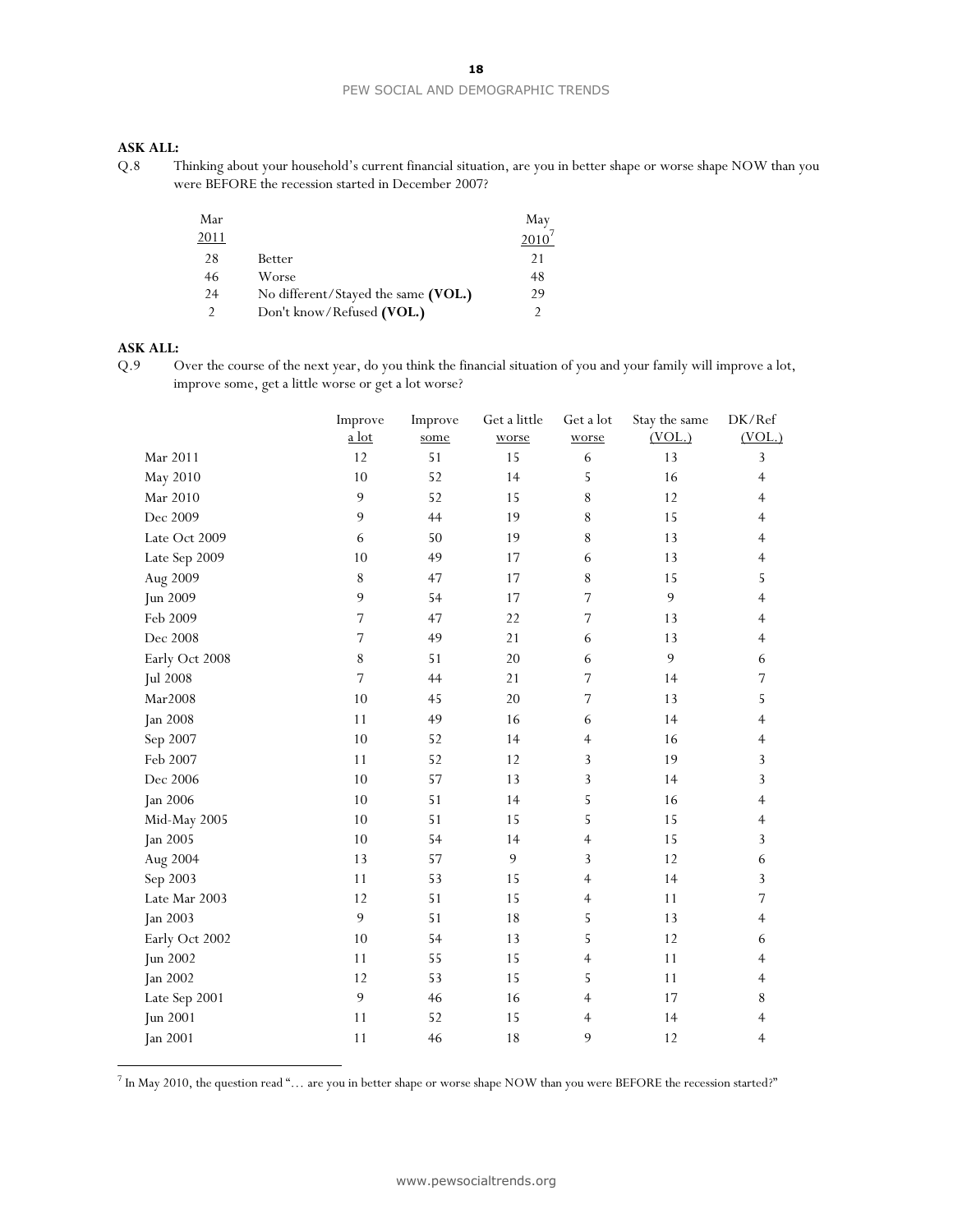**ASK ALL:**

Q.8 Thinking about your household's current financial situation, are you in better shape or worse shape NOW than you were BEFORE the recession started in December 2007?

| Mar 2011 | | May 2010[7] |
|---|---|---|
| 28 | Better | 21 |
| 46 | Worse | 48 |
| 24 | No different/Stayed the same **(VOL.)** | 29 |
| 2 | Don't know/Refused **(VOL.)** | 2 |

**ASK ALL:**

Q.9 Over the course of the next year, do you think the financial situation of you and your family will improve a lot, improve some, get a little worse or get a lot worse?

| | Improve a lot | Improve some | Get a little worse | Get a lot worse | Stay the same (VOL.) | DK/Ref (VOL.) |
|---|---|---|---|---|---|---|
| Mar 2011 | 12 | 51 | 15 | 6 | 13 | 3 |
| May 2010 | 10 | 52 | 14 | 5 | 16 | 4 |
| Mar 2010 | 9 | 52 | 15 | 8 | 12 | 4 |
| Dec 2009 | 9 | 44 | 19 | 8 | 15 | 4 |
| Late Oct 2009 | 6 | 50 | 19 | 8 | 13 | 4 |
| Late Sep 2009 | 10 | 49 | 17 | 6 | 13 | 4 |
| Aug 2009 | 8 | 47 | 17 | 8 | 15 | 5 |
| Jun 2009 | 9 | 54 | 17 | 7 | 9 | 4 |
| Feb 2009 | 7 | 47 | 22 | 7 | 13 | 4 |
| Dec 2008 | 7 | 49 | 21 | 6 | 13 | 4 |
| Early Oct 2008 | 8 | 51 | 20 | 6 | 9 | 6 |
| Jul 2008 | 7 | 44 | 21 | 7 | 14 | 7 |
| Mar2008 | 10 | 45 | 20 | 7 | 13 | 5 |
| Jan 2008 | 11 | 49 | 16 | 6 | 14 | 4 |
| Sep 2007 | 10 | 52 | 14 | 4 | 16 | 4 |
| Feb 2007 | 11 | 52 | 12 | 3 | 19 | 3 |
| Dec 2006 | 10 | 57 | 13 | 3 | 14 | 3 |
| Jan 2006 | 10 | 51 | 14 | 5 | 16 | 4 |
| Mid-May 2005 | 10 | 51 | 15 | 5 | 15 | 4 |
| Jan 2005 | 10 | 54 | 14 | 4 | 15 | 3 |
| Aug 2004 | 13 | 57 | 9 | 3 | 12 | 6 |
| Sep 2003 | 11 | 53 | 15 | 4 | 14 | 3 |
| Late Mar 2003 | 12 | 51 | 15 | 4 | 11 | 7 |
| Jan 2003 | 9 | 51 | 18 | 5 | 13 | 4 |
| Early Oct 2002 | 10 | 54 | 13 | 5 | 12 | 6 |
| Jun 2002 | 11 | 55 | 15 | 4 | 11 | 4 |
| Jan 2002 | 12 | 53 | 15 | 5 | 11 | 4 |
| Late Sep 2001 | 9 | 46 | 16 | 4 | 17 | 8 |
| Jun 2001 | 11 | 52 | 15 | 4 | 14 | 4 |
| Jan 2001 | 11 | 46 | 18 | 9 | 12 | 4 |

[7] In May 2010, the question read "… are you in better shape or worse shape NOW than you were BEFORE the recession started?"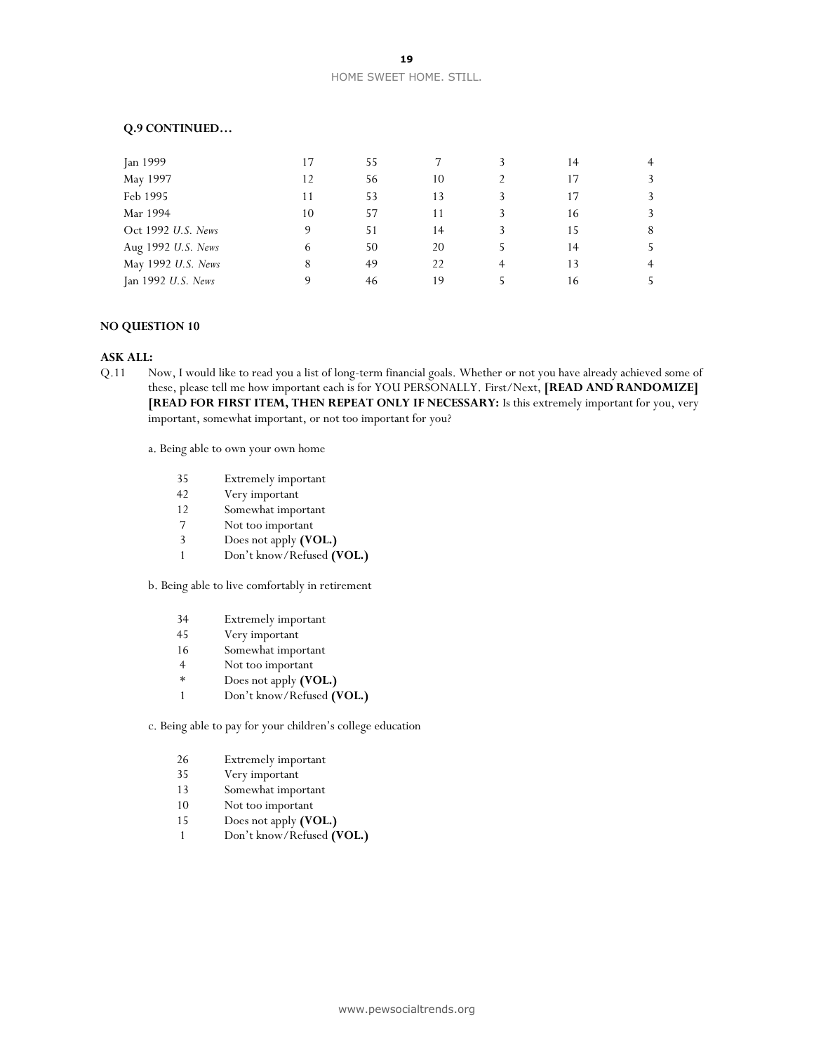**Q.9 CONTINUED…**

| | | | | | | |
|---|---|---|---|---|---|---|
| Jan 1999 | 17 | 55 | 7 | 3 | 14 | 4 |
| May 1997 | 12 | 56 | 10 | 2 | 17 | 3 |
| Feb 1995 | 11 | 53 | 13 | 3 | 17 | 3 |
| Mar 1994 | 10 | 57 | 11 | 3 | 16 | 3 |
| Oct 1992 *U.S. News* | 9 | 51 | 14 | 3 | 15 | 8 |
| Aug 1992 *U.S. News* | 6 | 50 | 20 | 5 | 14 | 5 |
| May 1992 *U.S. News* | 8 | 49 | 22 | 4 | 13 | 4 |
| Jan 1992 *U.S. News* | 9 | 46 | 19 | 5 | 16 | 5 |

**NO QUESTION 10**

**ASK ALL:**

Q.11 Now, I would like to read you a list of long-term financial goals. Whether or not you have already achieved some of these, please tell me how important each is for YOU PERSONALLY. First/Next, **[READ AND RANDOMIZE] [READ FOR FIRST ITEM, THEN REPEAT ONLY IF NECESSARY:** Is this extremely important for you, very important, somewhat important, or not too important for you?

a. Being able to own your own home

| | |
|---|---|
| 35 | Extremely important |
| 42 | Very important |
| 12 | Somewhat important |
| 7 | Not too important |
| 3 | Does not apply **(VOL.)** |
| 1 | Don't know/Refused **(VOL.)** |

b. Being able to live comfortably in retirement

| | |
|---|---|
| 34 | Extremely important |
| 45 | Very important |
| 16 | Somewhat important |
| 4 | Not too important |
| * | Does not apply **(VOL.)** |
| 1 | Don't know/Refused **(VOL.)** |

c. Being able to pay for your children's college education

| | |
|---|---|
| 26 | Extremely important |
| 35 | Very important |
| 13 | Somewhat important |
| 10 | Not too important |
| 15 | Does not apply **(VOL.)** |
| 1 | Don't know/Refused **(VOL.)** |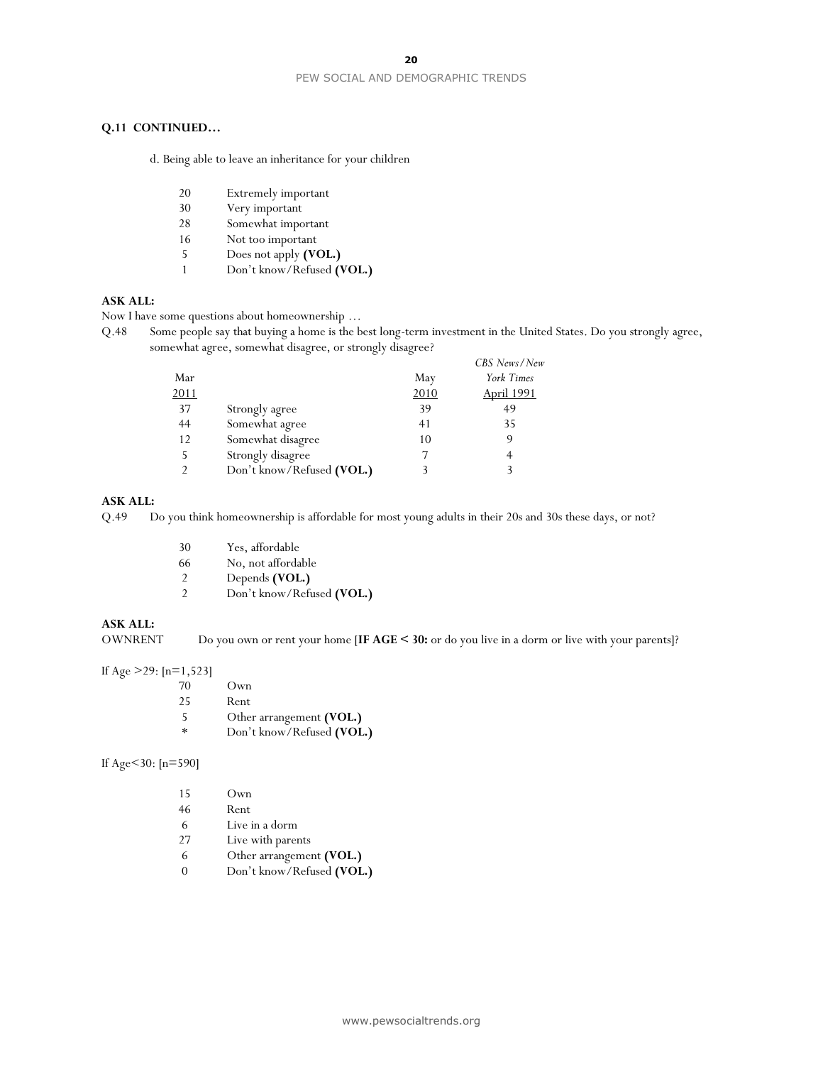**Q.11 CONTINUED…**

d. Being able to leave an inheritance for your children

| | |
|---|---|
| 20 | Extremely important |
| 30 | Very important |
| 28 | Somewhat important |
| 16 | Not too important |
| 5 | Does not apply **(VOL.)** |
| 1 | Don't know/Refused **(VOL.)** |

**ASK ALL:**

Now I have some questions about homeownership …

Q.48 Some people say that buying a home is the best long-term investment in the United States. Do you strongly agree, somewhat agree, somewhat disagree, or strongly disagree?

| Mar 2011 | | May 2010 | *CBS News/New York Times* April 1991 |
|---|---|---|---|
| 37 | Strongly agree | 39 | 49 |
| 44 | Somewhat agree | 41 | 35 |
| 12 | Somewhat disagree | 10 | 9 |
| 5 | Strongly disagree | 7 | 4 |
| 2 | Don't know/Refused **(VOL.)** | 3 | 3 |

**ASK ALL:**

Q.49 Do you think homeownership is affordable for most young adults in their 20s and 30s these days, or not?

| | |
|---|---|
| 30 | Yes, affordable |
| 66 | No, not affordable |
| 2 | Depends **(VOL.)** |
| 2 | Don't know/Refused **(VOL.)** |

**ASK ALL:**

OWNRENT Do you own or rent your home [**IF AGE < 30:** or do you live in a dorm or live with your parents]?

If Age >29: [n=1,523]

| | |
|---|---|
| 70 | Own |
| 25 | Rent |
| 5 | Other arrangement **(VOL.)** |
| * | Don't know/Refused **(VOL.)** |

If Age<30: [n=590]

| | |
|---|---|
| 15 | Own |
| 46 | Rent |
| 6 | Live in a dorm |
| 27 | Live with parents |
| 6 | Other arrangement **(VOL.)** |
| 0 | Don't know/Refused **(VOL.)** |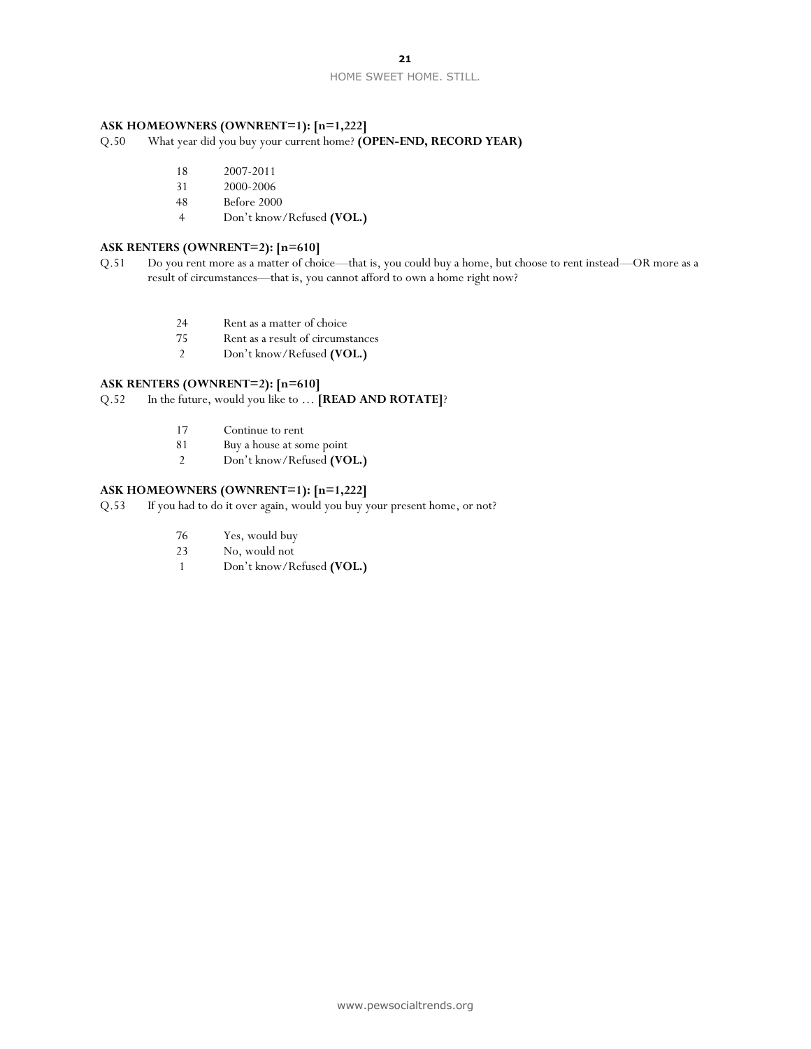**ASK HOMEOWNERS (OWNRENT=1): [n=1,222]**

Q.50 What year did you buy your current home? **(OPEN-END, RECORD YEAR)**

| | |
|---|---|
| 18 | 2007-2011 |
| 31 | 2000-2006 |
| 48 | Before 2000 |
| 4 | Don't know/Refused **(VOL.)** |

**ASK RENTERS (OWNRENT=2): [n=610]**

Q.51 Do you rent more as a matter of choice—that is, you could buy a home, but choose to rent instead—OR more as a result of circumstances—that is, you cannot afford to own a home right now?

| | |
|---|---|
| 24 | Rent as a matter of choice |
| 75 | Rent as a result of circumstances |
| 2 | Don't know/Refused **(VOL.)** |

**ASK RENTERS (OWNRENT=2): [n=610]**

Q.52 In the future, would you like to … **[READ AND ROTATE]**?

| | |
|---|---|
| 17 | Continue to rent |
| 81 | Buy a house at some point |
| 2 | Don't know/Refused **(VOL.)** |

**ASK HOMEOWNERS (OWNRENT=1): [n=1,222]**

Q.53 If you had to do it over again, would you buy your present home, or not?

| | |
|---|---|
| 76 | Yes, would buy |
| 23 | No, would not |
| 1 | Don't know/Refused **(VOL.)** |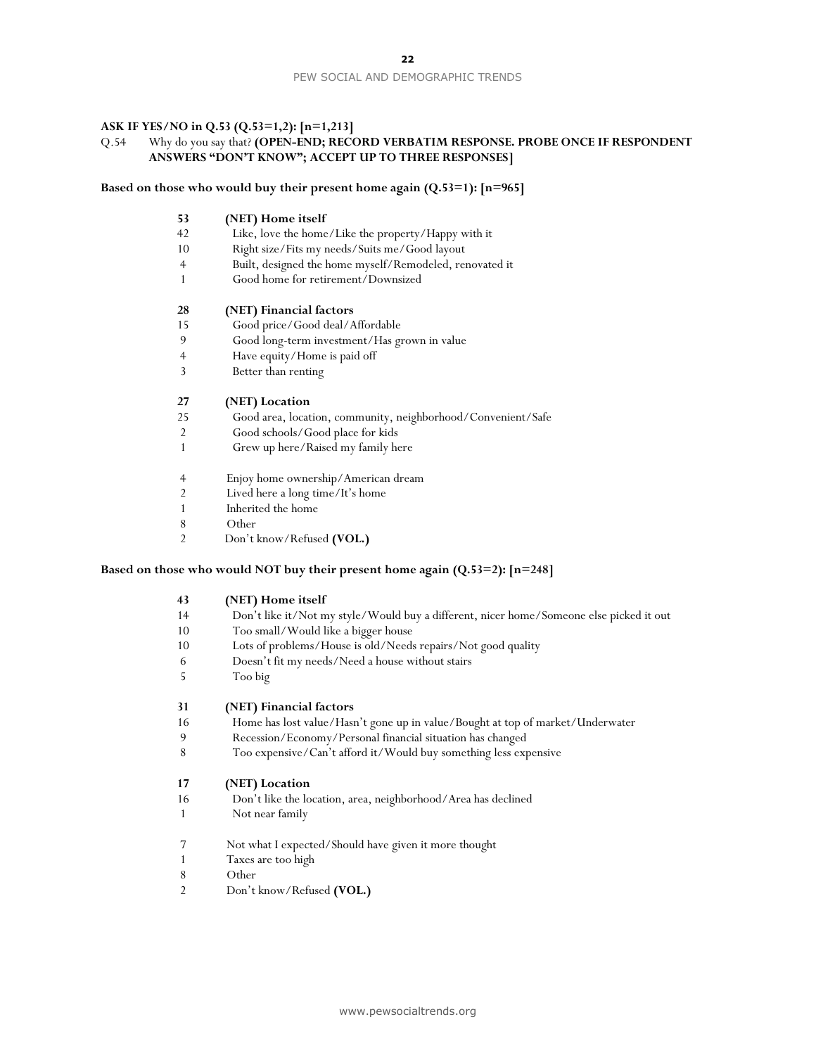**ASK IF YES/NO in Q.53 (Q.53=1,2): [n=1,213]**

Q.54 Why do you say that? **(OPEN-END; RECORD VERBATIM RESPONSE. PROBE ONCE IF RESPONDENT ANSWERS "DON'T KNOW"; ACCEPT UP TO THREE RESPONSES]**

**Based on those who would buy their present home again (Q.53=1): [n=965]**

| | |
|---|---|
| **53** | **(NET) Home itself** |
| 42 | Like, love the home/Like the property/Happy with it |
| 10 | Right size/Fits my needs/Suits me/Good layout |
| 4 | Built, designed the home myself/Remodeled, renovated it |
| 1 | Good home for retirement/Downsized |
| | |
| **28** | **(NET) Financial factors** |
| 15 | Good price/Good deal/Affordable |
| 9 | Good long-term investment/Has grown in value |
| 4 | Have equity/Home is paid off |
| 3 | Better than renting |
| | |
| **27** | **(NET) Location** |
| 25 | Good area, location, community, neighborhood/Convenient/Safe |
| 2 | Good schools/Good place for kids |
| 1 | Grew up here/Raised my family here |
| | |
| 4 | Enjoy home ownership/American dream |
| 2 | Lived here a long time/It's home |
| 1 | Inherited the home |
| 8 | Other |
| 2 | Don't know/Refused **(VOL.)** |

**Based on those who would NOT buy their present home again (Q.53=2): [n=248]**

| | |
|---|---|
| **43** | **(NET) Home itself** |
| 14 | Don't like it/Not my style/Would buy a different, nicer home/Someone else picked it out |
| 10 | Too small/Would like a bigger house |
| 10 | Lots of problems/House is old/Needs repairs/Not good quality |
| 6 | Doesn't fit my needs/Need a house without stairs |
| 5 | Too big |
| | |
| **31** | **(NET) Financial factors** |
| 16 | Home has lost value/Hasn't gone up in value/Bought at top of market/Underwater |
| 9 | Recession/Economy/Personal financial situation has changed |
| 8 | Too expensive/Can't afford it/Would buy something less expensive |
| | |
| **17** | **(NET) Location** |
| 16 | Don't like the location, area, neighborhood/Area has declined |
| 1 | Not near family |
| | |
| 7 | Not what I expected/Should have given it more thought |
| 1 | Taxes are too high |
| 8 | Other |
| 2 | Don't know/Refused **(VOL.)** |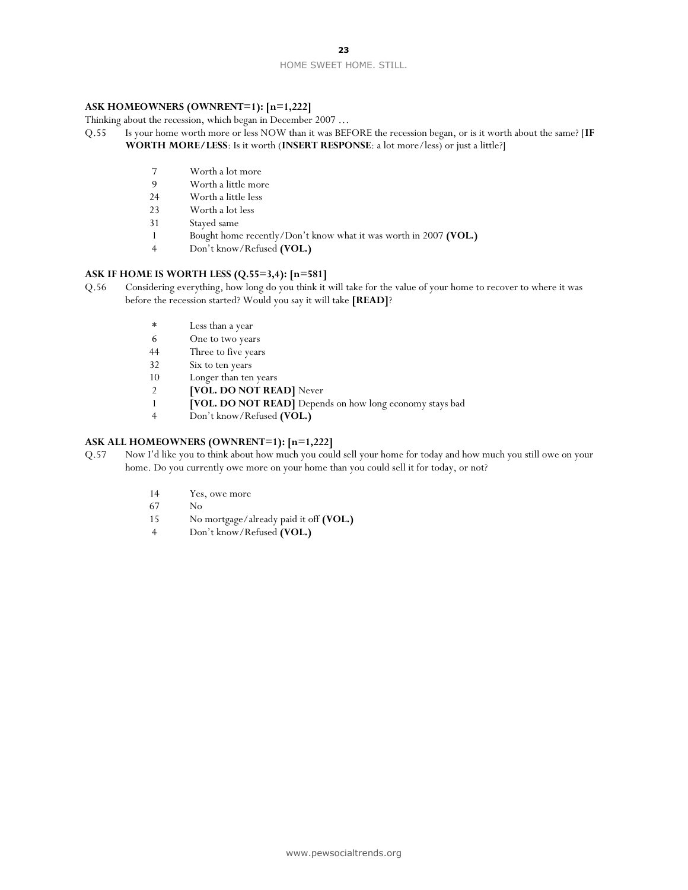**ASK HOMEOWNERS (OWNRENT=1): [n=1,222]**

Thinking about the recession, which began in December 2007 …

Q.55 Is your home worth more or less NOW than it was BEFORE the recession began, or is it worth about the same? [**IF WORTH MORE/LESS**: Is it worth (**INSERT RESPONSE**: a lot more/less) or just a little?]

| | |
|---|---|
| 7 | Worth a lot more |
| 9 | Worth a little more |
| 24 | Worth a little less |
| 23 | Worth a lot less |
| 31 | Stayed same |
| 1 | Bought home recently/Don't know what it was worth in 2007 **(VOL.)** |
| 4 | Don't know/Refused **(VOL.)** |

**ASK IF HOME IS WORTH LESS (Q.55=3,4): [n=581]**

Q.56 Considering everything, how long do you think it will take for the value of your home to recover to where it was before the recession started? Would you say it will take **[READ]**?

| | |
|---|---|
| * | Less than a year |
| 6 | One to two years |
| 44 | Three to five years |
| 32 | Six to ten years |
| 10 | Longer than ten years |
| 2 | **[VOL. DO NOT READ]** Never |
| 1 | **[VOL. DO NOT READ]** Depends on how long economy stays bad |
| 4 | Don't know/Refused **(VOL.)** |

**ASK ALL HOMEOWNERS (OWNRENT=1): [n=1,222]**

Q.57 Now I'd like you to think about how much you could sell your home for today and how much you still owe on your home. Do you currently owe more on your home than you could sell it for today, or not?

| | |
|---|---|
| 14 | Yes, owe more |
| 67 | No |
| 15 | No mortgage/already paid it off **(VOL.)** |
| 4 | Don't know/Refused **(VOL.)** |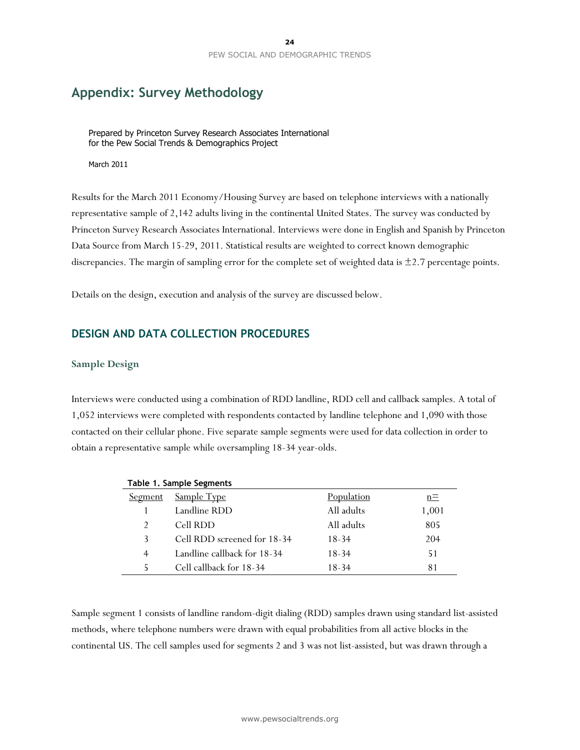# Appendix: Survey Methodology

Prepared by Princeton Survey Research Associates International
for the Pew Social Trends & Demographics Project

March 2011

Results for the March 2011 Economy/Housing Survey are based on telephone interviews with a nationally representative sample of 2,142 adults living in the continental United States. The survey was conducted by Princeton Survey Research Associates International. Interviews were done in English and Spanish by Princeton Data Source from March 15-29, 2011. Statistical results are weighted to correct known demographic discrepancies. The margin of sampling error for the complete set of weighted data is ±2.7 percentage points.

Details on the design, execution and analysis of the survey are discussed below.

## DESIGN AND DATA COLLECTION PROCEDURES

### Sample Design

Interviews were conducted using a combination of RDD landline, RDD cell and callback samples. A total of 1,052 interviews were completed with respondents contacted by landline telephone and 1,090 with those contacted on their cellular phone. Five separate sample segments were used for data collection in order to obtain a representative sample while oversampling 18-34 year-olds.

**Table 1. Sample Segments**

| Segment | Sample Type | Population | n= |
|---|---|---|---|
| 1 | Landline RDD | All adults | 1,001 |
| 2 | Cell RDD | All adults | 805 |
| 3 | Cell RDD screened for 18-34 | 18-34 | 204 |
| 4 | Landline callback for 18-34 | 18-34 | 51 |
| 5 | Cell callback for 18-34 | 18-34 | 81 |

Sample segment 1 consists of landline random-digit dialing (RDD) samples drawn using standard list-assisted methods, where telephone numbers were drawn with equal probabilities from all active blocks in the continental US. The cell samples used for segments 2 and 3 was not list-assisted, but was drawn through a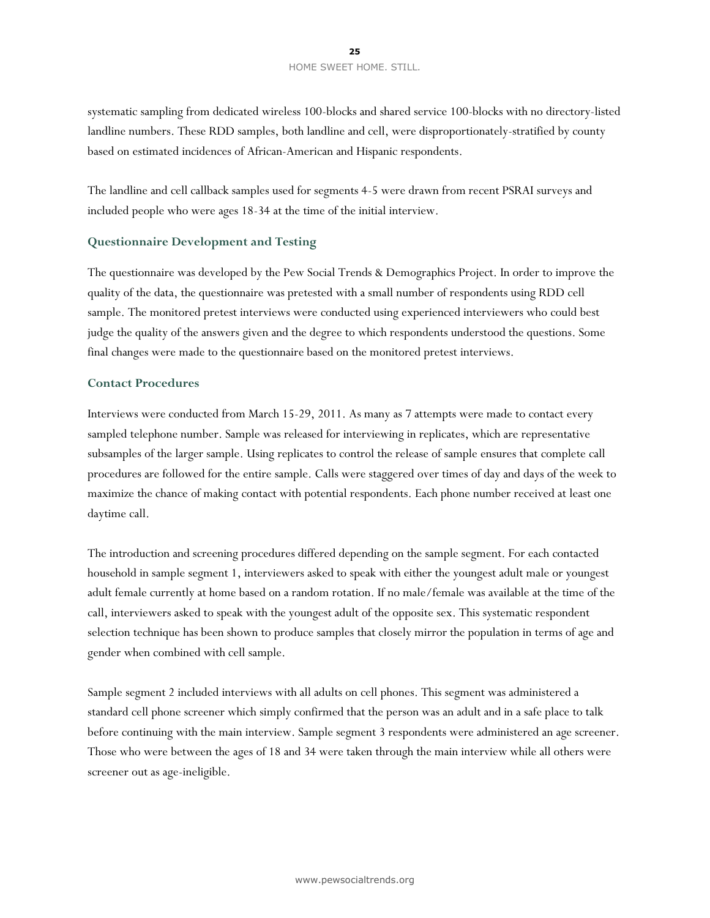systematic sampling from dedicated wireless 100-blocks and shared service 100-blocks with no directory-listed landline numbers. These RDD samples, both landline and cell, were disproportionately-stratified by county based on estimated incidences of African-American and Hispanic respondents.

The landline and cell callback samples used for segments 4-5 were drawn from recent PSRAI surveys and included people who were ages 18-34 at the time of the initial interview.

### Questionnaire Development and Testing

The questionnaire was developed by the Pew Social Trends & Demographics Project. In order to improve the quality of the data, the questionnaire was pretested with a small number of respondents using RDD cell sample. The monitored pretest interviews were conducted using experienced interviewers who could best judge the quality of the answers given and the degree to which respondents understood the questions. Some final changes were made to the questionnaire based on the monitored pretest interviews.

### Contact Procedures

Interviews were conducted from March 15-29, 2011. As many as 7 attempts were made to contact every sampled telephone number. Sample was released for interviewing in replicates, which are representative subsamples of the larger sample. Using replicates to control the release of sample ensures that complete call procedures are followed for the entire sample. Calls were staggered over times of day and days of the week to maximize the chance of making contact with potential respondents. Each phone number received at least one daytime call.

The introduction and screening procedures differed depending on the sample segment. For each contacted household in sample segment 1, interviewers asked to speak with either the youngest adult male or youngest adult female currently at home based on a random rotation. If no male/female was available at the time of the call, interviewers asked to speak with the youngest adult of the opposite sex. This systematic respondent selection technique has been shown to produce samples that closely mirror the population in terms of age and gender when combined with cell sample.

Sample segment 2 included interviews with all adults on cell phones. This segment was administered a standard cell phone screener which simply confirmed that the person was an adult and in a safe place to talk before continuing with the main interview. Sample segment 3 respondents were administered an age screener. Those who were between the ages of 18 and 34 were taken through the main interview while all others were screener out as age-ineligible.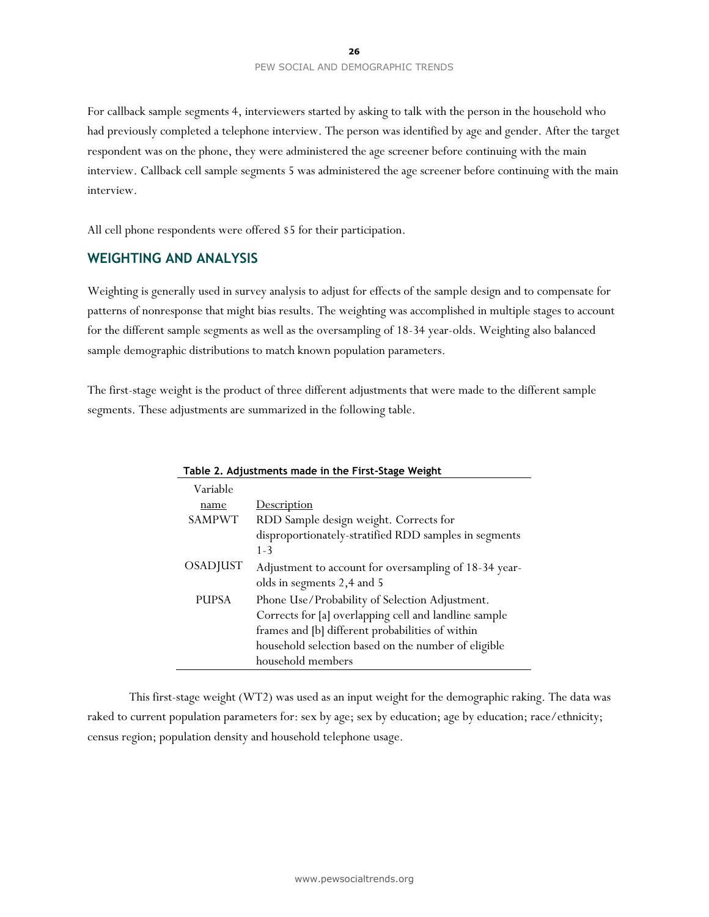For callback sample segments 4, interviewers started by asking to talk with the person in the household who had previously completed a telephone interview. The person was identified by age and gender. After the target respondent was on the phone, they were administered the age screener before continuing with the main interview. Callback cell sample segments 5 was administered the age screener before continuing with the main interview.

All cell phone respondents were offered $5 for their participation.

## WEIGHTING AND ANALYSIS

Weighting is generally used in survey analysis to adjust for effects of the sample design and to compensate for patterns of nonresponse that might bias results. The weighting was accomplished in multiple stages to account for the different sample segments as well as the oversampling of 18-34 year-olds. Weighting also balanced sample demographic distributions to match known population parameters.

The first-stage weight is the product of three different adjustments that were made to the different sample segments. These adjustments are summarized in the following table.

**Table 2. Adjustments made in the First-Stage Weight**

| Variable name | Description |
|---|---|
| SAMPWT | RDD Sample design weight. Corrects for disproportionately-stratified RDD samples in segments 1-3 |
| OSADJUST | Adjustment to account for oversampling of 18-34 year-olds in segments 2,4 and 5 |
| PUPSA | Phone Use/Probability of Selection Adjustment. Corrects for [a] overlapping cell and landline sample frames and [b] different probabilities of within household selection based on the number of eligible household members |

This first-stage weight (WT2) was used as an input weight for the demographic raking. The data was raked to current population parameters for: sex by age; sex by education; age by education; race/ethnicity; census region; population density and household telephone usage.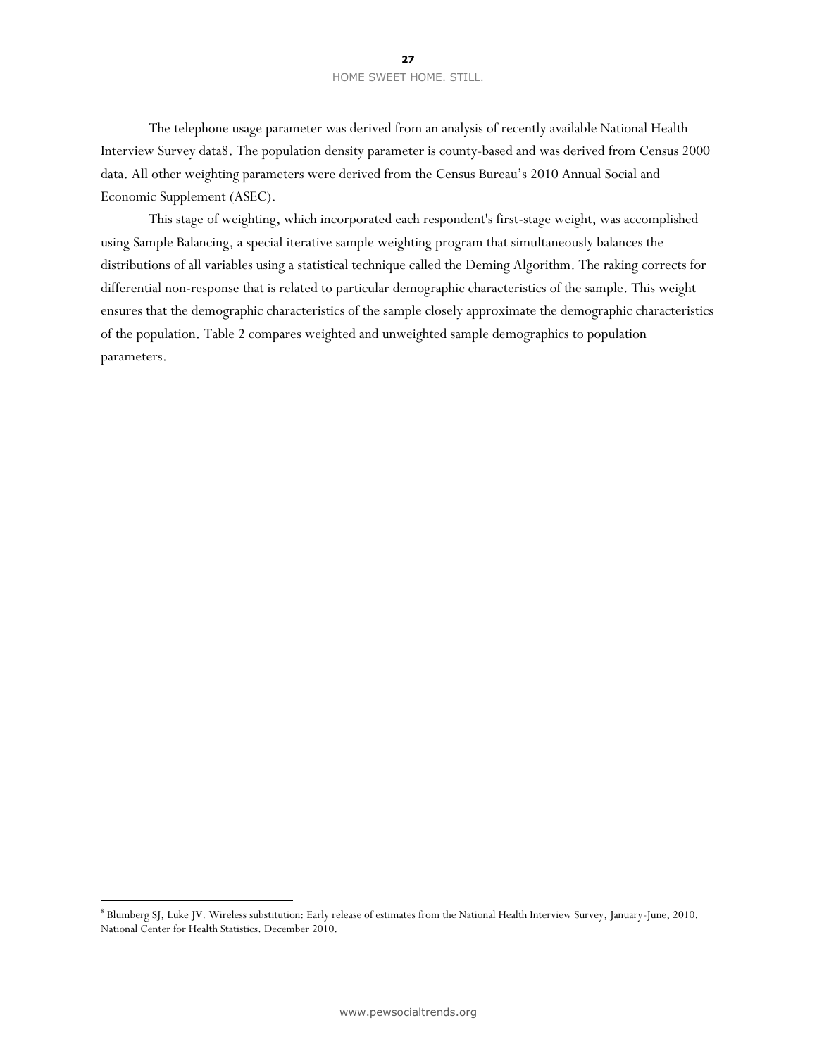The telephone usage parameter was derived from an analysis of recently available National Health Interview Survey data8. The population density parameter is county-based and was derived from Census 2000 data. All other weighting parameters were derived from the Census Bureau's 2010 Annual Social and Economic Supplement (ASEC).

This stage of weighting, which incorporated each respondent's first-stage weight, was accomplished using Sample Balancing, a special iterative sample weighting program that simultaneously balances the distributions of all variables using a statistical technique called the Deming Algorithm. The raking corrects for differential non-response that is related to particular demographic characteristics of the sample. This weight ensures that the demographic characteristics of the sample closely approximate the demographic characteristics of the population. Table 2 compares weighted and unweighted sample demographics to population parameters.

[8] Blumberg SJ, Luke JV. Wireless substitution: Early release of estimates from the National Health Interview Survey, January-June, 2010. National Center for Health Statistics. December 2010.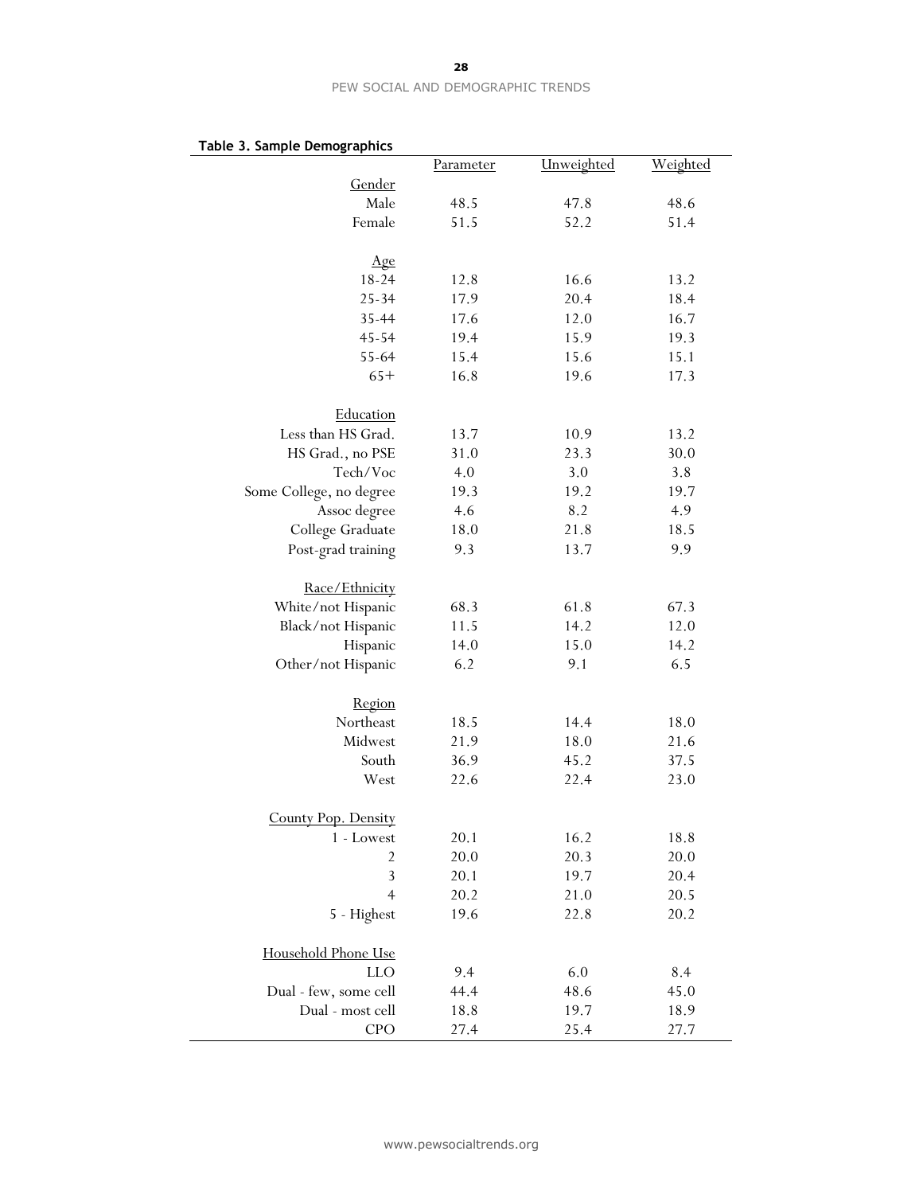**Table 3. Sample Demographics**

| | Parameter | Unweighted | Weighted |
|---|---|---|---|
| Gender | | | |
| Male | 48.5 | 47.8 | 48.6 |
| Female | 51.5 | 52.2 | 51.4 |
| Age | | | |
| 18-24 | 12.8 | 16.6 | 13.2 |
| 25-34 | 17.9 | 20.4 | 18.4 |
| 35-44 | 17.6 | 12.0 | 16.7 |
| 45-54 | 19.4 | 15.9 | 19.3 |
| 55-64 | 15.4 | 15.6 | 15.1 |
| 65+ | 16.8 | 19.6 | 17.3 |
| Education | | | |
| Less than HS Grad. | 13.7 | 10.9 | 13.2 |
| HS Grad., no PSE | 31.0 | 23.3 | 30.0 |
| Tech/Voc | 4.0 | 3.0 | 3.8 |
| Some College, no degree | 19.3 | 19.2 | 19.7 |
| Assoc degree | 4.6 | 8.2 | 4.9 |
| College Graduate | 18.0 | 21.8 | 18.5 |
| Post-grad training | 9.3 | 13.7 | 9.9 |
| Race/Ethnicity | | | |
| White/not Hispanic | 68.3 | 61.8 | 67.3 |
| Black/not Hispanic | 11.5 | 14.2 | 12.0 |
| Hispanic | 14.0 | 15.0 | 14.2 |
| Other/not Hispanic | 6.2 | 9.1 | 6.5 |
| Region | | | |
| Northeast | 18.5 | 14.4 | 18.0 |
| Midwest | 21.9 | 18.0 | 21.6 |
| South | 36.9 | 45.2 | 37.5 |
| West | 22.6 | 22.4 | 23.0 |
| County Pop. Density | | | |
| 1 - Lowest | 20.1 | 16.2 | 18.8 |
| 2 | 20.0 | 20.3 | 20.0 |
| 3 | 20.1 | 19.7 | 20.4 |
| 4 | 20.2 | 21.0 | 20.5 |
| 5 - Highest | 19.6 | 22.8 | 20.2 |
| Household Phone Use | | | |
| LLO | 9.4 | 6.0 | 8.4 |
| Dual - few, some cell | 44.4 | 48.6 | 45.0 |
| Dual - most cell | 18.8 | 19.7 | 18.9 |
| CPO | 27.4 | 25.4 | 27.7 |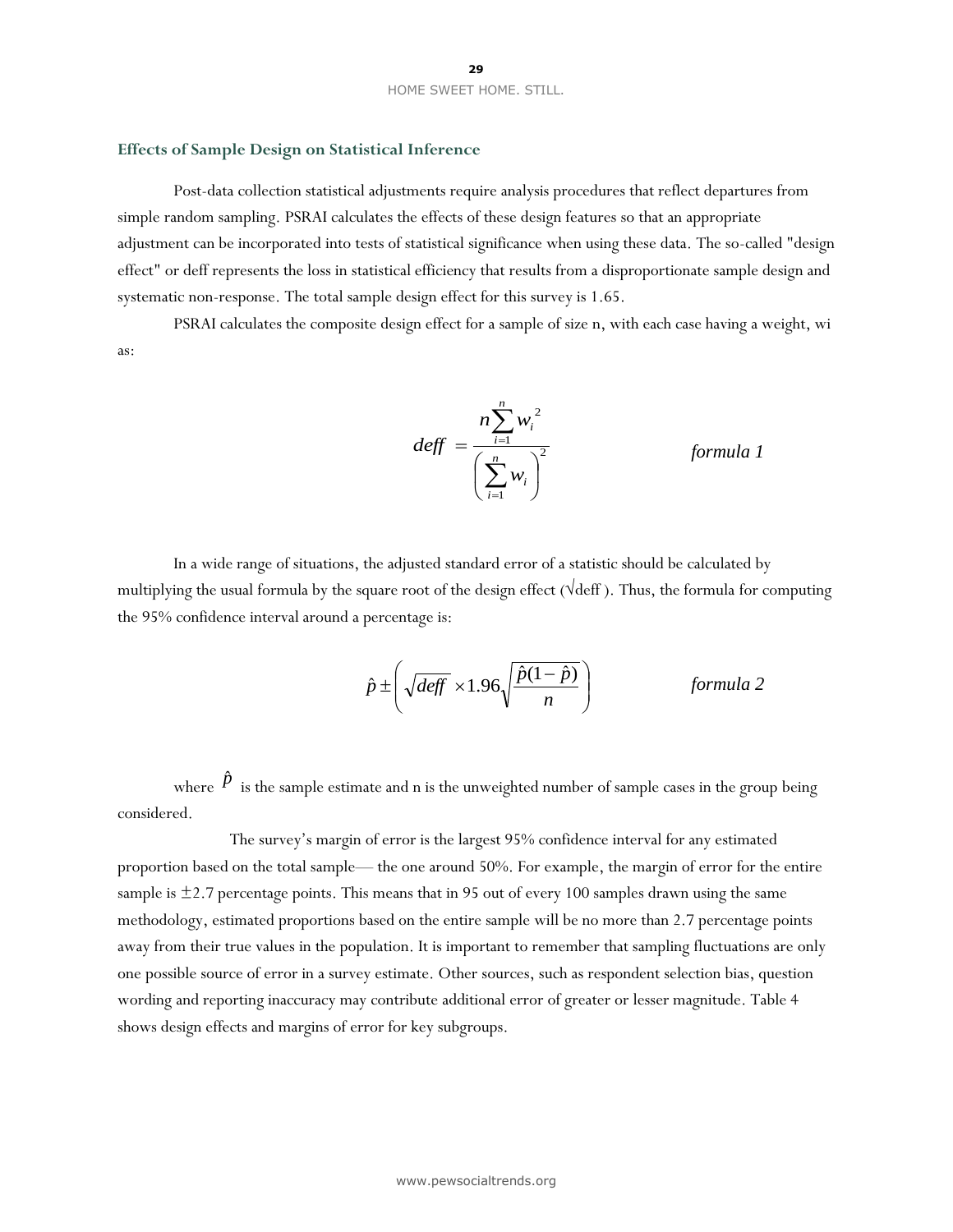### Effects of Sample Design on Statistical Inference

Post-data collection statistical adjustments require analysis procedures that reflect departures from simple random sampling. PSRAI calculates the effects of these design features so that an appropriate adjustment can be incorporated into tests of statistical significance when using these data. The so-called "design effect" or deff represents the loss in statistical efficiency that results from a disproportionate sample design and systematic non-response. The total sample design effect for this survey is 1.65.

PSRAI calculates the composite design effect for a sample of size n, with each case having a weight, wi as:

$$deff = \frac{n\sum_{i=1}^{n} w_i^{\,2}}{\left(\sum_{i=1}^{n} w_i\right)^2} \qquad \textit{formula 1}$$

In a wide range of situations, the adjusted standard error of a statistic should be calculated by multiplying the usual formula by the square root of the design effect (√deff ). Thus, the formula for computing the 95% confidence interval around a percentage is:

$$\hat{p} \pm \left(\sqrt{deff} \times 1.96\sqrt{\frac{\hat{p}(1-\hat{p})}{n}}\right) \qquad \textit{formula 2}$$

where $\hat{p}$ is the sample estimate and n is the unweighted number of sample cases in the group being considered.

The survey's margin of error is the largest 95% confidence interval for any estimated proportion based on the total sample— the one around 50%. For example, the margin of error for the entire sample is ±2.7 percentage points. This means that in 95 out of every 100 samples drawn using the same methodology, estimated proportions based on the entire sample will be no more than 2.7 percentage points away from their true values in the population. It is important to remember that sampling fluctuations are only one possible source of error in a survey estimate. Other sources, such as respondent selection bias, question wording and reporting inaccuracy may contribute additional error of greater or lesser magnitude. Table 4 shows design effects and margins of error for key subgroups.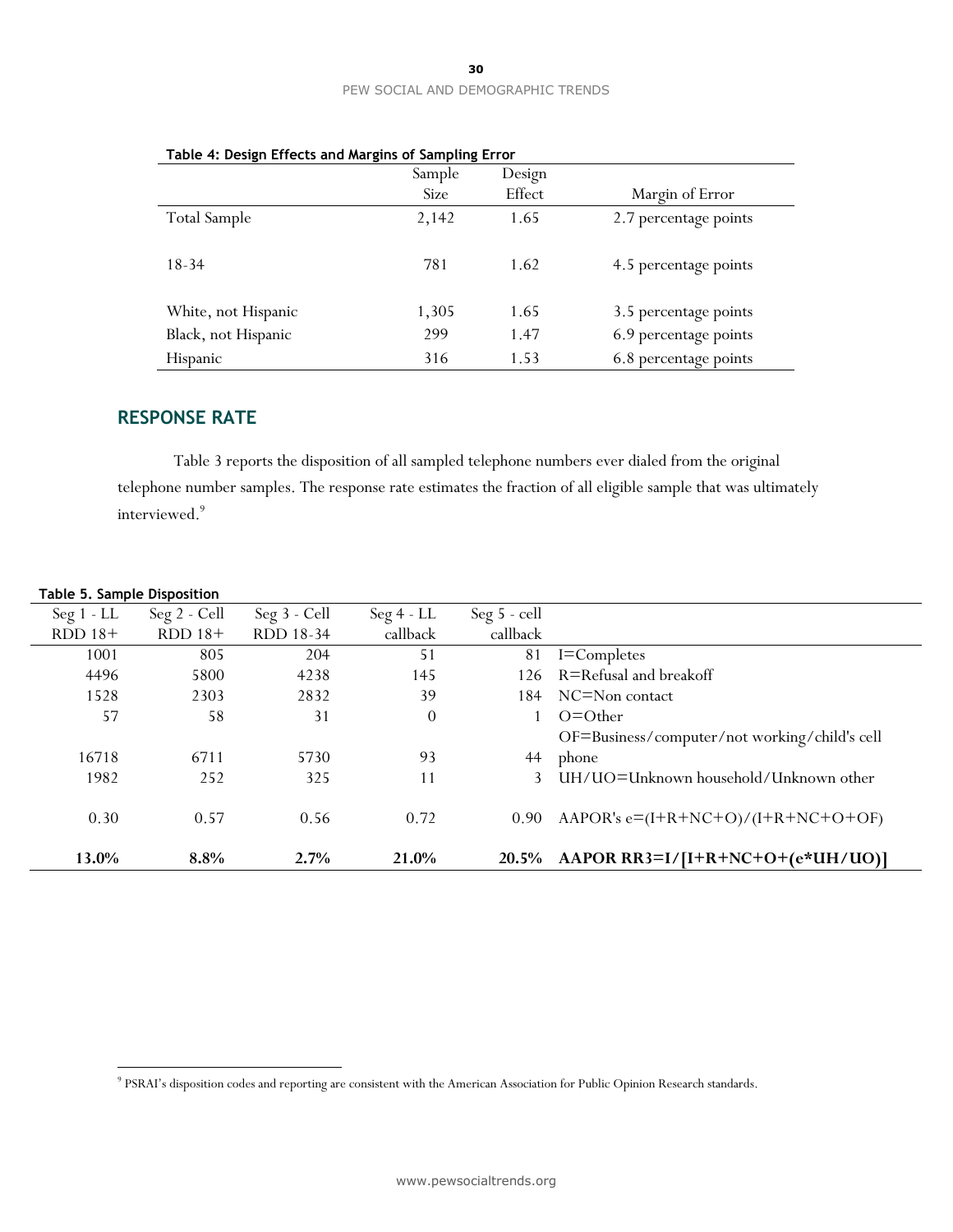**Table 4: Design Effects and Margins of Sampling Error**

| | Sample Size | Design Effect | Margin of Error |
|---|---|---|---|
| Total Sample | 2,142 | 1.65 | 2.7 percentage points |
| 18-34 | 781 | 1.62 | 4.5 percentage points |
| White, not Hispanic | 1,305 | 1.65 | 3.5 percentage points |
| Black, not Hispanic | 299 | 1.47 | 6.9 percentage points |
| Hispanic | 316 | 1.53 | 6.8 percentage points |

## RESPONSE RATE

Table 3 reports the disposition of all sampled telephone numbers ever dialed from the original telephone number samples. The response rate estimates the fraction of all eligible sample that was ultimately interviewed.[9]

**Table 5. Sample Disposition**

| Seg 1 - LL RDD 18+ | Seg 2 - Cell RDD 18+ | Seg 3 - Cell RDD 18-34 | Seg 4 - LL callback | Seg 5 - cell callback | |
|---|---|---|---|---|---|
| 1001 | 805 | 204 | 51 | 81 | I=Completes |
| 4496 | 5800 | 4238 | 145 | 126 | R=Refusal and breakoff |
| 1528 | 2303 | 2832 | 39 | 184 | NC=Non contact |
| 57 | 58 | 31 | 0 | 1 | O=Other |
| 16718 | 6711 | 5730 | 93 | 44 | OF=Business/computer/not working/child's cell phone |
| 1982 | 252 | 325 | 11 | 3 | UH/UO=Unknown household/Unknown other |
| 0.30 | 0.57 | 0.56 | 0.72 | 0.90 | AAPOR's e=(I+R+NC+O)/(I+R+NC+O+OF) |
| **13.0%** | **8.8%** | **2.7%** | **21.0%** | **20.5%** | **AAPOR RR3=I/[I+R+NC+O+(e*UH/UO)]** |

[9] PSRAI's disposition codes and reporting are consistent with the American Association for Public Opinion Research standards.